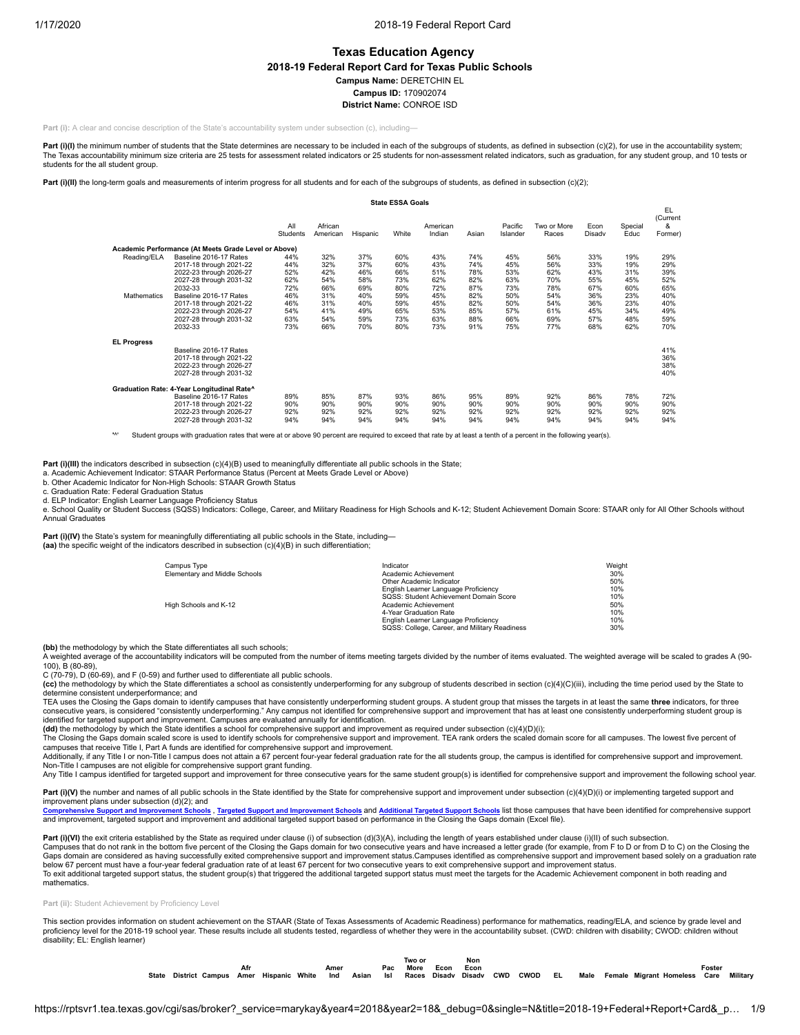# Texas Education Agency

## 2018-19 Federal Report Card for Texas Public Schools

**Campus Name:** DERETCHIN EL

**Campus ID:** 170902074

**District Name:** CONROE ISD

Part (i): A clear and concise description of the State's accountability system under subsection (c), including—

**Part (i)(I)** the minimum number of students that the State determines are necessary to be included in each of the subgroups of students, as defined in subsection (c)(2), for use in the accountability system; The Texas accountability minimum size criteria are 25 tests for assessment related indicators or 25 students for non-assessment related indicators, such as graduation, for any student group, and 10 tests or students for the all student group.

**Part (i)(II)** the long-term goals and measurements of interim progress for all students and for each of the subgroups of students, as defined in subsection (c)(2);

**State ESSA Goals**

| | | All Students | African American | Hispanic | White | American Indian | Asian | Pacific Islander | Two or More Races | Econ Disadv | Special Educ | EL (Current & Former) |
|---|---|---|---|---|---|---|---|---|---|---|---|---|
| **Academic Performance (At Meets Grade Level or Above)** | | | | | | | | | | | | |
| Reading/ELA | Baseline 2016-17 Rates | 44% | 32% | 37% | 60% | 43% | 74% | 45% | 56% | 33% | 19% | 29% |
| | 2017-18 through 2021-22 | 44% | 32% | 37% | 60% | 43% | 74% | 45% | 56% | 33% | 19% | 29% |
| | 2022-23 through 2026-27 | 52% | 42% | 46% | 66% | 51% | 78% | 53% | 62% | 43% | 31% | 39% |
| | 2027-28 through 2031-32 | 62% | 54% | 58% | 73% | 62% | 82% | 63% | 70% | 55% | 45% | 52% |
| | 2032-33 | 72% | 66% | 69% | 80% | 72% | 87% | 73% | 78% | 67% | 60% | 65% |
| Mathematics | Baseline 2016-17 Rates | 46% | 31% | 40% | 59% | 45% | 82% | 50% | 54% | 36% | 23% | 40% |
| | 2017-18 through 2021-22 | 46% | 31% | 40% | 59% | 45% | 82% | 50% | 54% | 36% | 23% | 40% |
| | 2022-23 through 2026-27 | 54% | 41% | 49% | 65% | 53% | 85% | 57% | 61% | 45% | 34% | 49% |
| | 2027-28 through 2031-32 | 63% | 54% | 59% | 73% | 63% | 88% | 66% | 69% | 57% | 48% | 59% |
| | 2032-33 | 73% | 66% | 70% | 80% | 73% | 91% | 75% | 77% | 68% | 62% | 70% |
| **EL Progress** | | | | | | | | | | | | |
| | Baseline 2016-17 Rates | | | | | | | | | | | 41% |
| | 2017-18 through 2021-22 | | | | | | | | | | | 36% |
| | 2022-23 through 2026-27 | | | | | | | | | | | 38% |
| | 2027-28 through 2031-32 | | | | | | | | | | | 40% |
| **Graduation Rate: 4-Year Longitudinal Rate^** | | | | | | | | | | | | |
| | Baseline 2016-17 Rates | 89% | 85% | 87% | 93% | 86% | 95% | 89% | 92% | 86% | 78% | 72% |
| | 2017-18 through 2021-22 | 90% | 90% | 90% | 90% | 90% | 90% | 90% | 90% | 90% | 90% | 90% |
| | 2022-23 through 2026-27 | 92% | 92% | 92% | 92% | 92% | 92% | 92% | 92% | 92% | 92% | 92% |
| | 2027-28 through 2031-32 | 94% | 94% | 94% | 94% | 94% | 94% | 94% | 94% | 94% | 94% | 94% |

'^' Student groups with graduation rates that were at or above 90 percent are required to exceed that rate by at least a tenth of a percent in the following year(s).

**Part (i)(III)** the indicators described in subsection (c)(4)(B) used to meaningfully differentiate all public schools in the State;

a. Academic Achievement Indicator: STAAR Performance Status (Percent at Meets Grade Level or Above)
b. Other Academic Indicator for Non-High Schools: STAAR Growth Status
c. Graduation Rate: Federal Graduation Status
d. ELP Indicator: English Learner Language Proficiency Status
e. School Quality or Student Success (SQSS) Indicators: College, Career, and Military Readiness for High Schools and K-12; Student Achievement Domain Score: STAAR only for All Other Schools without Annual Graduates

**Part (i)(IV)** the State's system for meaningfully differentiating all public schools in the State, including—
**(aa)** the specific weight of the indicators described in subsection (c)(4)(B) in such differentiation;

| Campus Type | Indicator | Weight |
|---|---|---|
| Elementary and Middle Schools | Academic Achievement | 30% |
| | Other Academic Indicator | 50% |
| | English Learner Language Proficiency | 10% |
| | SQSS: Student Achievement Domain Score | 10% |
| High Schools and K-12 | Academic Achievement | 50% |
| | 4-Year Graduation Rate | 10% |
| | English Learner Language Proficiency | 10% |
| | SQSS: College, Career, and Military Readiness | 30% |

**(bb)** the methodology by which the State differentiates all such schools;
A weighted average of the accountability indicators will be computed from the number of items meeting targets divided by the number of items evaluated. The weighted average will be scaled to grades A (90-100), B (80-89),
C (70-79), D (60-69), and F (0-59) and further used to differentiate all public schools.
**(cc)** the methodology by which the State differentiates a school as consistently underperforming for any subgroup of students described in section (c)(4)(C)(iii), including the time period used by the State to determine consistent underperformance; and
TEA uses the Closing the Gaps domain to identify campuses that have consistently underperforming student groups. A student group that misses the targets in at least the same **three** indicators, for three consecutive years, is considered "consistently underperforming." Any campus not identified for comprehensive support and improvement that has at least one consistently underperforming student group is identified for targeted support and improvement. Campuses are evaluated annually for identification.
**(dd)** the methodology by which the State identifies a school for comprehensive support and improvement as required under subsection (c)(4)(D)(i);
The Closing the Gaps domain scaled score is used to identify schools for comprehensive support and improvement. TEA rank orders the scaled domain score for all campuses. The lowest five percent of campuses that receive Title I, Part A funds are identified for comprehensive support and improvement.
Additionally, if any Title I or non-Title I campus does not attain a 67 percent four-year federal graduation rate for the all students group, the campus is identified for comprehensive support and improvement. Non-Title I campuses are not eligible for comprehensive support grant funding.
Any Title I campus identified for targeted support and improvement for three consecutive years for the same student group(s) is identified for comprehensive support and improvement the following school year.

**Part (i)(V)** the number and names of all public schools in the State identified by the State for comprehensive support and improvement under subsection (c)(4)(D)(i) or implementing targeted support and improvement plans under subsection (d)(2); and
**Comprehensive Support and Improvement Schools**, **Targeted Support and Improvement Schools** and **Additional Targeted Support Schools** list those campuses that have been identified for comprehensive support and improvement, targeted support and improvement and additional targeted support based on performance in the Closing the Gaps domain (Excel file).

**Part (i)(VI)** the exit criteria established by the State as required under clause (i) of subsection (d)(3)(A), including the length of years established under clause (i)(II) of such subsection.
Campuses that do not rank in the bottom five percent of the Closing the Gaps domain for two consecutive years and have increased a letter grade (for example, from F to D or from D to C) on the Closing the Gaps domain are considered as having successfully exited comprehensive support and improvement status. Campuses identified as comprehensive support and improvement based solely on a graduation rate below 67 percent must have a four-year federal graduation rate of at least 67 percent for two consecutive years to exit comprehensive support and improvement status.
To exit additional targeted support status, the student group(s) that triggered the additional targeted support status must meet the targets for the Academic Achievement component in both reading and mathematics.

Part (ii): Student Achievement by Proficiency Level

This section provides information on student achievement on the STAAR (State of Texas Assessments of Academic Readiness) performance for mathematics, reading/ELA, and science by grade level and proficiency level for the 2018-19 school year. These results include all students tested, regardless of whether they were in the accountability subset. (CWD: children with disability; CWOD: children without disability; EL: English learner)

| State | District | Campus | Afr Amer | Hispanic | White | Amer Ind | Asian | Pac Isl | Two or More Races | Econ Disadv | Non Econ Disadv | CWD | CWOD | EL | Male | Female | Migrant | Homeless | Foster Care | Military |
|---|---|---|---|---|---|---|---|---|---|---|---|---|---|---|---|---|---|---|---|---|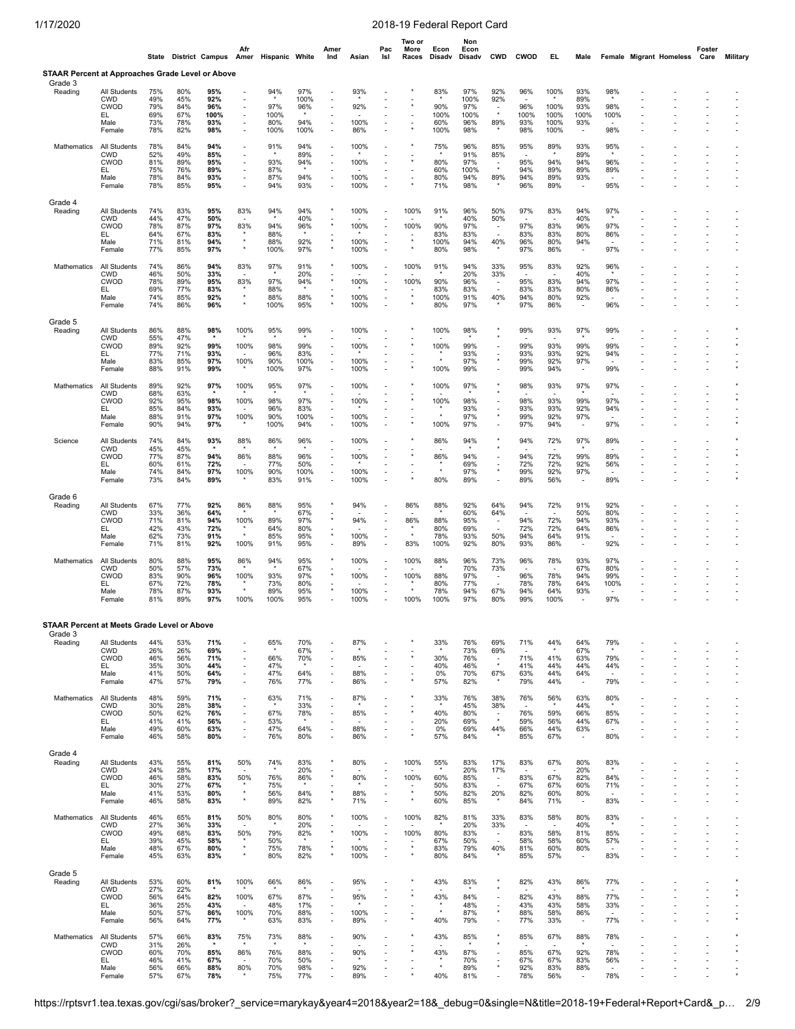## STAAR Percent at Approaches Grade Level or Above

| | | State | District | Campus | Afr Amer | Hispanic | White | Amer Ind | Asian | Pac Isl | Two or More Races | Econ Disadv | Non Econ Disadv | CWD | CWOD | EL | Male | Female | Migrant | Homeless | Foster Care | Military |
|---|---|---|---|---|---|---|---|---|---|---|---|---|---|---|---|---|---|---|---|---|---|---|
| **Grade 3** | | | | | | | | | | | | | | | | | | | | | | |
| Reading | All Students | 75% | 80% | **95%** | - | 94% | 97% | - | 93% | - | * | 83% | 97% | 92% | 96% | 100% | 93% | 98% | - | - | - | - |
| | CWD | 49% | 45% | **92%** | - | * | 100% | - | * | - | - | * | 100% | 92% | - | * | 89% | * | - | - | - | - |
| | CWOD | 79% | 84% | **96%** | - | 97% | 96% | - | 92% | - | * | 90% | 97% | - | 96% | 100% | 93% | 98% | - | - | - | - |
| | EL | 69% | 67% | **100%** | - | 100% | * | - | - | - | - | 100% | 100% | * | 100% | 100% | 100% | 100% | - | - | - | - |
| | Male | 73% | 78% | **93%** | - | 80% | 94% | - | 100% | - | - | 60% | 96% | 89% | 93% | 100% | 93% | - | - | - | - | - |
| | Female | 78% | 82% | **98%** | - | 100% | 100% | - | 86% | - | * | 100% | 98% | * | 98% | 100% | - | 98% | - | - | - | - |
| Mathematics | All Students | 78% | 84% | **94%** | - | 91% | 94% | - | 100% | - | * | 75% | 96% | 85% | 95% | 89% | 93% | 95% | - | - | - | - |
| | CWD | 52% | 49% | **85%** | - | * | 89% | - | - | - | - | * | 91% | 85% | - | * | 89% | * | - | - | - | - |
| | CWOD | 81% | 89% | **95%** | - | 93% | 94% | - | 100% | - | * | 80% | 97% | - | 95% | 94% | 94% | 96% | - | - | - | - |
| | EL | 75% | 76% | **89%** | - | 87% | * | - | - | - | - | 60% | 100% | * | 94% | 89% | 89% | 89% | - | - | - | - |
| | Male | 78% | 84% | **93%** | - | 87% | 94% | - | 100% | - | - | 80% | 94% | 89% | 94% | 89% | 93% | - | - | - | - | - |
| | Female | 78% | 85% | **95%** | - | 94% | 93% | - | 100% | - | * | 71% | 98% | * | 96% | 89% | - | 95% | - | - | - | - |
| **Grade 4** | | | | | | | | | | | | | | | | | | | | | | |
| Reading | All Students | 74% | 83% | **95%** | 83% | 94% | 94% | * | 100% | - | 100% | 91% | 96% | 50% | 97% | 83% | 94% | 97% | - | - | - | - |
| | CWD | 44% | 47% | **50%** | - | * | 40% | - | - | - | - | * | 40% | 50% | - | * | 40% | * | - | - | - | - |
| | CWOD | 78% | 87% | **97%** | 83% | 94% | 96% | * | 100% | - | 100% | 90% | 97% | - | 97% | 83% | 96% | 97% | - | - | - | - |
| | EL | 64% | 67% | **83%** | * | 88% | * | - | * | - | - | 83% | 83% | - | 83% | 83% | 80% | 86% | - | - | - | - |
| | Male | 71% | 81% | **94%** | * | 88% | 92% | * | 100% | - | * | 100% | 94% | 40% | 96% | 80% | 94% | - | - | - | - | - |
| | Female | 77% | 85% | **97%** | * | 100% | 97% | * | 100% | - | * | 80% | 98% | * | 97% | 86% | - | 97% | - | - | - | - |
| Mathematics | All Students | 74% | 86% | **94%** | 83% | 97% | 91% | * | 100% | - | 100% | 91% | 94% | 33% | 95% | 83% | 92% | 96% | - | - | - | - |
| | CWD | 46% | 50% | **33%** | - | * | 20% | - | - | - | - | * | 20% | 33% | - | * | 40% | * | - | - | - | - |
| | CWOD | 78% | 89% | **95%** | 83% | 97% | 94% | * | 100% | - | 100% | 90% | 96% | - | 95% | 83% | 94% | 97% | - | - | - | - |
| | EL | 69% | 77% | **83%** | * | 88% | * | - | * | - | - | 83% | 83% | - | 83% | 83% | 80% | 86% | - | - | - | - |
| | Male | 74% | 85% | **92%** | * | 88% | 88% | * | 100% | - | * | 100% | 91% | 40% | 94% | 80% | 92% | - | - | - | - | - |
| | Female | 74% | 86% | **96%** | * | 100% | 95% | * | 100% | - | * | 80% | 97% | * | 97% | 86% | - | 96% | - | - | - | - |
| **Grade 5** | | | | | | | | | | | | | | | | | | | | | | |
| Reading | All Students | 86% | 88% | **98%** | 100% | 95% | 99% | - | 100% | - | * | 100% | 98% | * | 99% | 93% | 97% | 99% | - | - | - | * |
| | CWD | 55% | 47% | * | * | * | * | - | - | - | - | - | * | * | - | - | * | - | - | - | - | - |
| | CWOD | 89% | 92% | **99%** | 100% | 98% | 99% | - | 100% | - | * | 100% | 99% | - | 99% | 93% | 99% | 99% | - | - | - | * |
| | EL | 77% | 71% | **93%** | - | 96% | 83% | - | * | - | - | * | 93% | - | 93% | 93% | 92% | 94% | - | - | - | - |
| | Male | 83% | 85% | **97%** | 100% | 90% | 100% | - | 100% | - | - | * | 97% | * | 99% | 92% | 97% | - | - | - | - | - |
| | Female | 88% | 91% | **99%** | * | 100% | 97% | - | 100% | - | * | 100% | 99% | - | 99% | 94% | - | 99% | - | - | - | * |
| Mathematics | All Students | 89% | 92% | **97%** | 100% | 95% | 97% | - | 100% | - | * | 100% | 97% | * | 98% | 93% | 97% | 97% | - | - | - | * |
| | CWD | 68% | 63% | * | * | * | * | - | - | - | - | - | * | * | - | - | * | - | - | - | - | - |
| | CWOD | 92% | 95% | **98%** | 100% | 98% | 97% | - | 100% | - | * | 100% | 98% | - | 98% | 93% | 99% | 97% | - | - | - | * |
| | EL | 85% | 84% | **93%** | - | 96% | 83% | - | * | - | - | * | 93% | - | 93% | 93% | 92% | 94% | - | - | - | - |
| | Male | 88% | 91% | **97%** | 100% | 90% | 100% | - | 100% | - | - | * | 97% | * | 99% | 92% | 97% | - | - | - | - | - |
| | Female | 90% | 94% | **97%** | * | 100% | 94% | - | 100% | - | * | 100% | 97% | - | 97% | 94% | - | 97% | - | - | - | * |
| Science | All Students | 74% | 84% | **93%** | 88% | 86% | 96% | - | 100% | - | * | 86% | 94% | * | 94% | 72% | 97% | 89% | - | - | - | * |
| | CWD | 45% | 45% | * | * | * | * | - | - | - | - | - | * | * | - | - | * | - | - | - | - | - |
| | CWOD | 77% | 87% | **94%** | 86% | 88% | 96% | - | 100% | - | * | 86% | 94% | - | 94% | 72% | 99% | 89% | - | - | - | * |
| | EL | 60% | 61% | **72%** | - | 77% | 50% | - | * | - | - | * | 69% | - | 72% | 72% | 92% | 56% | - | - | - | - |
| | Male | 74% | 84% | **97%** | 100% | 90% | 100% | - | 100% | - | - | * | 97% | * | 99% | 92% | 97% | - | - | - | - | - |
| | Female | 73% | 84% | **89%** | * | 83% | 91% | - | 100% | - | * | 80% | 89% | - | 89% | 56% | - | 89% | - | - | - | * |
| **Grade 6** | | | | | | | | | | | | | | | | | | | | | | |
| Reading | All Students | 67% | 77% | **92%** | 86% | 88% | 95% | * | 94% | - | 86% | 88% | 92% | 64% | 94% | 72% | 91% | 92% | - | - | - | - |
| | CWD | 33% | 36% | **64%** | * | * | 67% | - | - | - | - | * | 60% | 64% | - | - | 50% | 80% | - | - | - | - |
| | CWOD | 71% | 81% | **94%** | 100% | 89% | 97% | * | 94% | - | 86% | 88% | 95% | - | 94% | 72% | 94% | 93% | - | - | - | - |
| | EL | 42% | 43% | **72%** | * | 64% | 80% | - | - | - | - | 80% | 69% | - | 72% | 72% | 64% | 86% | - | - | - | - |
| | Male | 62% | 73% | **91%** | * | 85% | 95% | * | 100% | - | * | 78% | 93% | 50% | 94% | 64% | 91% | - | - | - | - | - |
| | Female | 71% | 81% | **92%** | 100% | 91% | 95% | - | 89% | - | 83% | 100% | 92% | 80% | 93% | 86% | - | 92% | - | - | - | - |
| Mathematics | All Students | 80% | 88% | **95%** | 86% | 94% | 95% | * | 100% | - | 100% | 88% | 96% | 73% | 96% | 78% | 93% | 97% | - | - | - | - |
| | CWD | 50% | 57% | **73%** | * | * | 67% | - | - | - | - | * | 70% | 73% | - | - | 67% | 80% | - | - | - | - |
| | CWOD | 83% | 90% | **96%** | 100% | 93% | 97% | * | 100% | - | 100% | 88% | 97% | - | 96% | 78% | 94% | 99% | - | - | - | - |
| | EL | 67% | 72% | **78%** | * | 73% | 80% | - | - | - | - | 80% | 77% | - | 78% | 78% | 64% | 100% | - | - | - | - |
| | Male | 78% | 87% | **93%** | * | 89% | 95% | * | 100% | - | * | 78% | 94% | 67% | 94% | 64% | 93% | - | - | - | - | - |
| | Female | 81% | 89% | **97%** | 100% | 100% | 95% | - | 100% | - | 100% | 100% | 97% | 80% | 99% | 100% | - | 97% | - | - | - | - |

## STAAR Percent at Meets Grade Level or Above

| | | State | District | Campus | Afr Amer | Hispanic | White | Amer Ind | Asian | Pac Isl | Two or More Races | Econ Disadv | Non Econ Disadv | CWD | CWOD | EL | Male | Female | Migrant | Homeless | Foster Care | Military |
|---|---|---|---|---|---|---|---|---|---|---|---|---|---|---|---|---|---|---|---|---|---|---|
| **Grade 3** | | | | | | | | | | | | | | | | | | | | | | |
| Reading | All Students | 44% | 53% | **71%** | - | 65% | 70% | - | 87% | - | * | 33% | 76% | 69% | 71% | 44% | 64% | 79% | - | - | - | - |
| | CWD | 26% | 26% | **69%** | - | * | 67% | - | * | - | - | * | 73% | 69% | - | * | 67% | * | - | - | - | - |
| | CWOD | 46% | 56% | **71%** | - | 66% | 70% | - | 85% | - | * | 30% | 76% | - | 71% | 41% | 63% | 79% | - | - | - | - |
| | EL | 35% | 30% | **44%** | - | 47% | * | - | - | - | - | 40% | 46% | * | 41% | 44% | 44% | 44% | - | - | - | - |
| | Male | 41% | 50% | **64%** | - | 47% | 64% | - | 88% | - | - | 0% | 70% | 67% | 63% | 44% | 64% | - | - | - | - | - |
| | Female | 47% | 57% | **79%** | - | 76% | 77% | - | 86% | - | * | 57% | 82% | * | 79% | 44% | - | 79% | - | - | - | - |
| Mathematics | All Students | 48% | 59% | **71%** | - | 63% | 71% | - | 87% | - | * | 33% | 76% | 38% | 76% | 56% | 63% | 80% | - | - | - | - |
| | CWD | 30% | 28% | **38%** | - | * | 33% | - | * | - | - | * | 45% | 38% | - | * | 44% | * | - | - | - | - |
| | CWOD | 50% | 62% | **76%** | - | 67% | 78% | - | 85% | - | * | 40% | 80% | - | 76% | 59% | 66% | 85% | - | - | - | - |
| | EL | 41% | 41% | **56%** | - | 53% | * | - | - | - | - | 20% | 69% | * | 59% | 56% | 44% | 67% | - | - | - | - |
| | Male | 49% | 60% | **63%** | - | 47% | 64% | - | 88% | - | - | 0% | 69% | 44% | 66% | 44% | 63% | - | - | - | - | - |
| | Female | 46% | 58% | **80%** | - | 76% | 80% | - | 86% | - | * | 57% | 84% | * | 85% | 67% | - | 80% | - | - | - | - |
| **Grade 4** | | | | | | | | | | | | | | | | | | | | | | |
| Reading | All Students | 43% | 55% | **81%** | 50% | 74% | 83% | * | 80% | - | 100% | 55% | 83% | 17% | 83% | 67% | 80% | 83% | - | - | - | - |
| | CWD | 24% | 28% | **17%** | - | * | 20% | - | - | - | - | * | 20% | 17% | - | * | 20% | * | - | - | - | - |
| | CWOD | 46% | 58% | **83%** | 50% | 76% | 86% | * | 80% | - | 100% | 60% | 85% | - | 83% | 67% | 82% | 84% | - | - | - | - |
| | EL | 30% | 27% | **67%** | * | 75% | * | - | * | - | - | 50% | 83% | - | 67% | 67% | 60% | 71% | - | - | - | - |
| | Male | 41% | 53% | **80%** | * | 56% | 84% | * | 88% | - | * | 50% | 82% | 20% | 82% | 60% | 80% | - | - | - | - | - |
| | Female | 46% | 58% | **83%** | * | 89% | 82% | * | 71% | - | * | 60% | 85% | * | 84% | 71% | - | 83% | - | - | - | - |
| Mathematics | All Students | 46% | 65% | **81%** | 50% | 80% | 80% | * | 100% | - | 100% | 82% | 81% | 33% | 83% | 58% | 80% | 83% | - | - | - | - |
| | CWD | 27% | 36% | **33%** | - | * | 20% | - | - | - | - | * | 20% | 33% | - | * | 40% | * | - | - | - | - |
| | CWOD | 49% | 68% | **83%** | 50% | 79% | 82% | * | 100% | - | 100% | 80% | 83% | - | 83% | 58% | 81% | 85% | - | - | - | - |
| | EL | 39% | 45% | **58%** | * | 50% | * | - | * | - | - | 67% | 50% | - | 58% | 58% | 60% | 57% | - | - | - | - |
| | Male | 48% | 67% | **80%** | * | 75% | 78% | * | 100% | - | * | 83% | 79% | 40% | 81% | 60% | 80% | - | - | - | - | - |
| | Female | 45% | 63% | **83%** | * | 80% | 82% | * | 100% | - | * | 80% | 84% | * | 85% | 57% | - | 83% | - | - | - | - |
| **Grade 5** | | | | | | | | | | | | | | | | | | | | | | |
| Reading | All Students | 53% | 60% | **81%** | 100% | 66% | 86% | - | 95% | - | * | 43% | 83% | * | 82% | 43% | 86% | 77% | - | - | - | * |
| | CWD | 27% | 22% | * | * | * | * | - | - | - | - | - | * | * | - | - | * | - | - | - | - | - |
| | CWOD | 56% | 64% | **82%** | 100% | 67% | 87% | - | 95% | - | * | 43% | 84% | - | 82% | 43% | 88% | 77% | - | - | - | * |
| | EL | 36% | 25% | **43%** | - | 48% | 17% | - | * | - | - | * | 48% | - | 43% | 43% | 58% | 33% | - | - | - | - |
| | Male | 50% | 57% | **86%** | 100% | 70% | 88% | - | 100% | - | - | * | 87% | * | 88% | 58% | 86% | - | - | - | - | - |
| | Female | 56% | 64% | **77%** | * | 63% | 83% | - | 89% | - | * | 40% | 79% | - | 77% | 33% | - | 77% | - | - | - | * |
| Mathematics | All Students | 57% | 66% | **83%** | 75% | 73% | 88% | - | 90% | - | * | 43% | 85% | * | 85% | 67% | 88% | 78% | - | - | - | * |
| | CWD | 31% | 26% | * | * | * | * | - | - | - | - | - | * | * | - | - | * | - | - | - | - | - |
| | CWOD | 60% | 70% | **85%** | 86% | 76% | 88% | - | 90% | - | * | 43% | 87% | - | 85% | 67% | 92% | 78% | - | - | - | * |
| | EL | 46% | 41% | **67%** | - | 70% | 50% | - | * | - | - | * | 70% | - | 67% | 67% | 83% | 56% | - | - | - | - |
| | Male | 56% | 66% | **88%** | 80% | 70% | 98% | - | 92% | - | - | * | 89% | * | 92% | 83% | 88% | - | - | - | - | - |
| | Female | 57% | 67% | **78%** | * | 75% | 77% | - | 89% | - | * | 40% | 81% | - | 78% | 56% | - | 78% | - | - | - | * |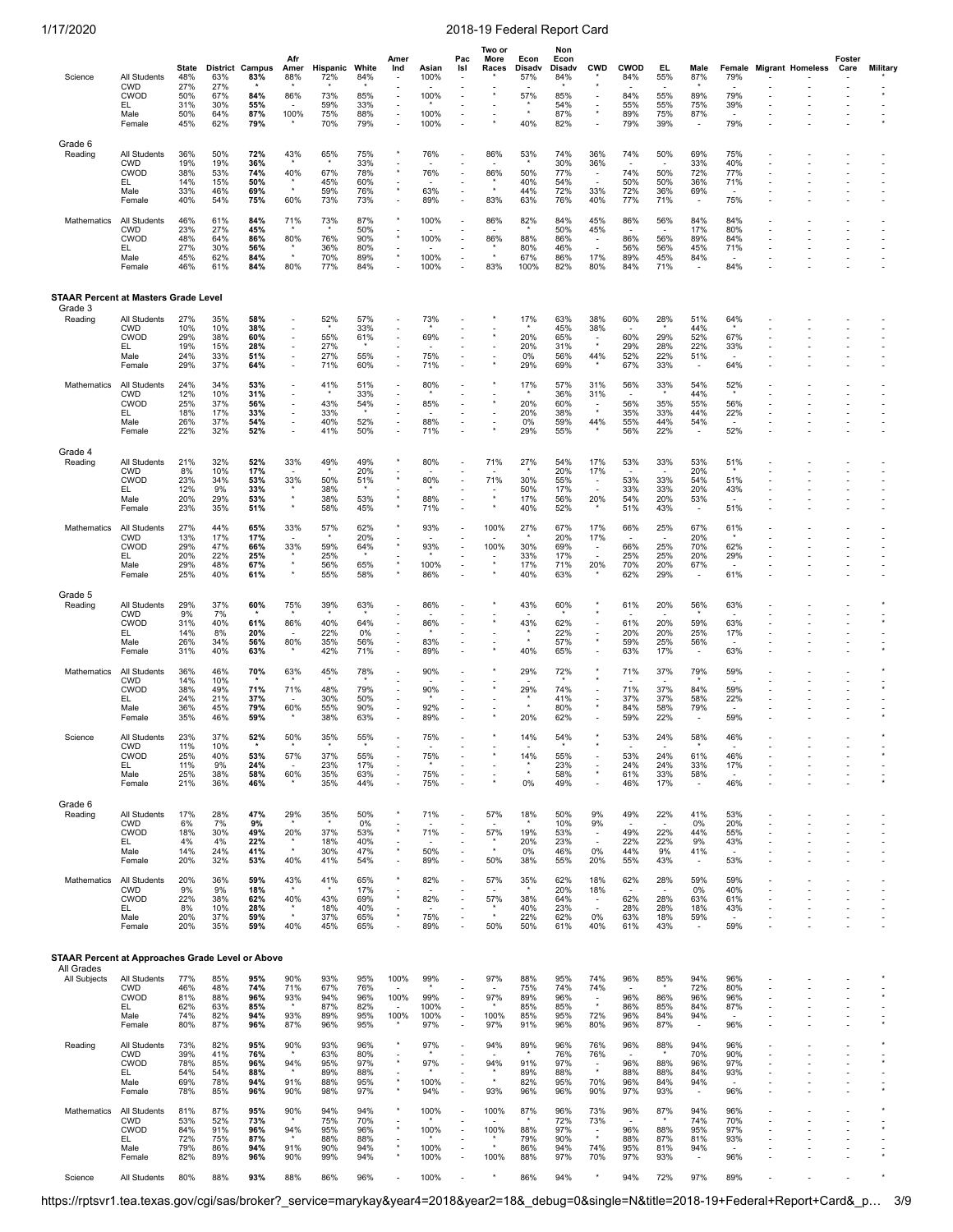| Subject | Group | State | District | Campus | Afr Amer | Hispanic | White | Amer Ind | Asian | Pac Isl | Two or More Races | Econ Disadv | Non Econ Disadv | CWD | CWOD | EL | Male | Female | Migrant | Homeless | Foster Care | Military |
|---|---|---|---|---|---|---|---|---|---|---|---|---|---|---|---|---|---|---|---|---|---|---|
| Science | All Students | 48% | 63% | **83%** | 88% | 72% | 84% | - | 100% | - | * | 57% | 84% | * | 84% | 55% | 87% | 79% | - | - | - | * |
| | CWD | 27% | 27% | * | * | * | * | - | - | - | - | - | * | * | - | - | * | - | - | - | - | - |
| | CWOD | 50% | 67% | **84%** | 86% | 73% | 85% | - | 100% | - | * | 57% | 85% | - | 84% | 55% | 89% | 79% | - | - | - | * |
| | EL | 31% | 30% | **55%** | - | 59% | 33% | - | * | - | - | * | 54% | - | 55% | 55% | 75% | 39% | - | - | - | - |
| | Male | 50% | 64% | **87%** | 100% | 75% | 88% | - | 100% | - | * | * | 87% | * | 89% | 75% | 87% | - | - | - | - | - |
| | Female | 45% | 62% | **79%** | * | 70% | 79% | - | 100% | - | * | 40% | 82% | - | 79% | 39% | - | 79% | - | - | - | * |

## Grade 6

| Subject | Group | State | District | Campus | Afr Amer | Hispanic | White | Amer Ind | Asian | Pac Isl | Two or More Races | Econ Disadv | Non Econ Disadv | CWD | CWOD | EL | Male | Female | Migrant | Homeless | Foster Care | Military |
|---|---|---|---|---|---|---|---|---|---|---|---|---|---|---|---|---|---|---|---|---|---|---|
| Reading | All Students | 36% | 50% | **72%** | 43% | 65% | 75% | * | 76% | - | 86% | 53% | 74% | 36% | 74% | 50% | 69% | 75% | - | - | - | - |
| | CWD | 19% | 19% | **36%** | * | * | 33% | - | - | - | - | * | 30% | 36% | - | - | 33% | 40% | - | - | - | - |
| | CWOD | 38% | 53% | **74%** | 40% | 67% | 78% | * | 76% | - | 86% | 50% | 77% | - | 74% | 50% | 72% | 77% | - | - | - | - |
| | EL | 14% | 15% | **50%** | * | 45% | 60% | - | - | - | * | 40% | 54% | - | 50% | 50% | 36% | 71% | - | - | - | - |
| | Male | 33% | 46% | **69%** | * | 59% | 76% | * | 63% | - | * | 44% | 72% | 33% | 72% | 36% | 69% | - | - | - | - | - |
| | Female | 40% | 54% | **75%** | 60% | 73% | 73% | - | 89% | - | 83% | 63% | 76% | 40% | 77% | 71% | - | 75% | - | - | - | - |
| Mathematics | All Students | 46% | 61% | **84%** | 71% | 73% | 87% | * | 100% | - | 86% | 82% | 84% | 45% | 86% | 56% | 84% | 84% | - | - | - | - |
| | CWD | 23% | 27% | **45%** | * | * | 50% | - | - | - | - | * | 50% | 45% | - | - | 17% | 80% | - | - | - | - |
| | CWOD | 48% | 64% | **86%** | 80% | 76% | 90% | * | 100% | - | 86% | 88% | 86% | - | 86% | 56% | 89% | 84% | - | - | - | - |
| | EL | 27% | 30% | **56%** | * | 36% | 80% | - | - | - | * | 80% | 46% | - | 56% | 56% | 45% | 71% | - | - | - | - |
| | Male | 45% | 62% | **84%** | * | 70% | 89% | * | 100% | - | * | 67% | 86% | 17% | 89% | 45% | 84% | - | - | - | - | - |
| | Female | 46% | 61% | **84%** | 80% | 77% | 84% | - | 100% | - | 83% | 100% | 82% | 80% | 84% | 71% | - | 84% | - | - | - | - |

## STAAR Percent at Masters Grade Level

### Grade 3

| Subject | Group | State | District | Campus | Afr Amer | Hispanic | White | Amer Ind | Asian | Pac Isl | Two or More Races | Econ Disadv | Non Econ Disadv | CWD | CWOD | EL | Male | Female | Migrant | Homeless | Foster Care | Military |
|---|---|---|---|---|---|---|---|---|---|---|---|---|---|---|---|---|---|---|---|---|---|---|
| Reading | All Students | 27% | 35% | **58%** | - | 52% | 57% | - | 73% | - | * | 17% | 63% | 38% | 60% | 28% | 51% | 64% | - | - | - | - |
| | CWD | 10% | 10% | **38%** | - | * | 33% | - | * | - | - | * | 45% | 38% | - | * | 44% | * | - | - | - | - |
| | CWOD | 29% | 38% | **60%** | - | 55% | 61% | - | 69% | - | * | 20% | 65% | - | 60% | 29% | 52% | 67% | - | - | - | - |
| | EL | 19% | 15% | **28%** | - | 27% | * | - | - | - | - | 20% | 31% | * | 29% | 28% | 22% | 33% | - | - | - | - |
| | Male | 24% | 33% | **51%** | - | 27% | 55% | - | 75% | - | - | 0% | 56% | 44% | 52% | 22% | 51% | - | - | - | - | - |
| | Female | 29% | 37% | **64%** | - | 71% | 60% | - | 71% | - | * | 29% | 69% | * | 67% | 33% | - | 64% | - | - | - | - |
| Mathematics | All Students | 24% | 34% | **53%** | - | 41% | 51% | - | 80% | - | * | 17% | 57% | 31% | 56% | 33% | 54% | 52% | - | - | - | - |
| | CWD | 12% | 10% | **31%** | - | * | 33% | - | * | - | - | * | 36% | 31% | - | * | 44% | * | - | - | - | - |
| | CWOD | 25% | 37% | **56%** | - | 43% | 54% | - | 85% | - | * | 20% | 60% | - | 56% | 35% | 55% | 56% | - | - | - | - |
| | EL | 18% | 17% | **33%** | - | 33% | * | - | - | - | - | 20% | 38% | * | 35% | 33% | 44% | 22% | - | - | - | - |
| | Male | 26% | 37% | **54%** | - | 40% | 52% | - | 88% | - | - | 0% | 59% | 44% | 55% | 44% | 54% | - | - | - | - | - |
| | Female | 22% | 32% | **52%** | - | 41% | 50% | - | 71% | - | * | 29% | 55% | * | 56% | 22% | - | 52% | - | - | - | - |

### Grade 4

| Subject | Group | State | District | Campus | Afr Amer | Hispanic | White | Amer Ind | Asian | Pac Isl | Two or More Races | Econ Disadv | Non Econ Disadv | CWD | CWOD | EL | Male | Female | Migrant | Homeless | Foster Care | Military |
|---|---|---|---|---|---|---|---|---|---|---|---|---|---|---|---|---|---|---|---|---|---|---|
| Reading | All Students | 21% | 32% | **52%** | 33% | 49% | 49% | * | 80% | - | 71% | 27% | 54% | 17% | 53% | 33% | 53% | 51% | - | - | - | - |
| | CWD | 8% | 10% | **17%** | - | * | 20% | - | - | - | - | * | 20% | 17% | - | - | 20% | * | - | - | - | - |
| | CWOD | 23% | 34% | **53%** | 33% | 50% | 51% | * | 80% | - | 71% | 30% | 55% | - | 53% | 33% | 54% | 51% | - | - | - | - |
| | EL | 12% | 9% | **33%** | * | 38% | * | - | * | - | - | 50% | 17% | - | 33% | 33% | 20% | 43% | - | - | - | - |
| | Male | 20% | 29% | **53%** | * | 38% | 53% | * | 88% | - | * | 17% | 56% | 20% | 54% | 20% | 53% | - | - | - | - | - |
| | Female | 23% | 35% | **51%** | * | 58% | 45% | * | 71% | - | * | 40% | 52% | * | 51% | 43% | - | 51% | - | - | - | - |
| Mathematics | All Students | 27% | 44% | **65%** | 33% | 57% | 62% | * | 93% | - | 100% | 27% | 67% | 17% | 66% | 25% | 67% | 61% | - | - | - | - |
| | CWD | 13% | 17% | **17%** | - | * | 20% | - | - | - | - | * | 20% | 17% | - | - | 20% | * | - | - | - | - |
| | CWOD | 29% | 47% | **66%** | 33% | 59% | 64% | * | 93% | - | 100% | 30% | 69% | - | 66% | 25% | 70% | 62% | - | - | - | - |
| | EL | 20% | 22% | **25%** | * | 25% | * | - | * | - | - | 33% | 17% | - | 25% | 25% | 20% | 29% | - | - | - | - |
| | Male | 29% | 48% | **67%** | * | 56% | 65% | * | 100% | - | * | 17% | 71% | 20% | 70% | 20% | 67% | - | - | - | - | - |
| | Female | 25% | 40% | **61%** | * | 55% | 58% | * | 86% | - | * | 40% | 63% | * | 62% | 29% | - | 61% | - | - | - | - |

### Grade 5

| Subject | Group | State | District | Campus | Afr Amer | Hispanic | White | Amer Ind | Asian | Pac Isl | Two or More Races | Econ Disadv | Non Econ Disadv | CWD | CWOD | EL | Male | Female | Migrant | Homeless | Foster Care | Military |
|---|---|---|---|---|---|---|---|---|---|---|---|---|---|---|---|---|---|---|---|---|---|---|
| Reading | All Students | 29% | 37% | **60%** | 75% | 39% | 63% | - | 86% | - | * | 43% | 60% | * | 61% | 20% | 56% | 63% | - | - | - | * |
| | CWD | 9% | 7% | * | * | * | * | - | - | - | - | - | * | * | - | - | * | - | - | - | - | - |
| | CWOD | 31% | 40% | **61%** | 86% | 40% | 64% | - | 86% | - | * | 43% | 62% | - | 61% | 20% | 59% | 63% | - | - | - | * |
| | EL | 14% | 8% | **20%** | - | 22% | 0% | - | * | - | - | * | 22% | - | 20% | 20% | 25% | 17% | - | - | - | - |
| | Male | 26% | 34% | **56%** | 80% | 35% | 56% | - | 83% | - | - | * | 57% | * | 59% | 25% | 56% | - | - | - | - | - |
| | Female | 31% | 40% | **63%** | * | 42% | 71% | - | 89% | - | * | 40% | 65% | - | 63% | 17% | - | 63% | - | - | - | * |
| Mathematics | All Students | 36% | 46% | **70%** | 63% | 45% | 78% | - | 90% | - | * | 29% | 72% | * | 71% | 37% | 79% | 59% | - | - | - | * |
| | CWD | 14% | 10% | * | * | * | * | - | - | - | - | - | * | * | - | - | * | - | - | - | - | - |
| | CWOD | 38% | 49% | **71%** | 71% | 48% | 79% | - | 90% | - | * | 29% | 74% | - | 71% | 37% | 84% | 59% | - | - | - | * |
| | EL | 24% | 21% | **37%** | - | 30% | 50% | - | * | - | - | * | 41% | - | 37% | 37% | 58% | 22% | - | - | - | - |
| | Male | 36% | 45% | **79%** | 60% | 55% | 90% | - | 92% | - | - | * | 80% | * | 84% | 58% | 79% | - | - | - | - | - |
| | Female | 35% | 46% | **59%** | * | 38% | 63% | - | 89% | - | * | 20% | 62% | - | 59% | 22% | - | 59% | - | - | - | * |
| Science | All Students | 23% | 37% | **52%** | 50% | 35% | 55% | - | 75% | - | * | 14% | 54% | * | 53% | 24% | 58% | 46% | - | - | - | * |
| | CWD | 11% | 10% | * | * | * | * | - | - | - | - | - | * | * | - | - | * | - | - | - | - | - |
| | CWOD | 25% | 40% | **53%** | 57% | 37% | 55% | - | 75% | - | * | 14% | 55% | - | 53% | 24% | 61% | 46% | - | - | - | * |
| | EL | 11% | 9% | **24%** | - | 23% | 17% | - | * | - | - | * | 23% | - | 24% | 24% | 33% | 17% | - | - | - | - |
| | Male | 25% | 38% | **58%** | 60% | 35% | 63% | - | 75% | - | - | * | 58% | * | 61% | 33% | 58% | - | - | - | - | - |
| | Female | 21% | 36% | **46%** | * | 35% | 44% | - | 75% | - | * | 0% | 49% | - | 46% | 17% | - | 46% | - | - | - | * |

### Grade 6

| Subject | Group | State | District | Campus | Afr Amer | Hispanic | White | Amer Ind | Asian | Pac Isl | Two or More Races | Econ Disadv | Non Econ Disadv | CWD | CWOD | EL | Male | Female | Migrant | Homeless | Foster Care | Military |
|---|---|---|---|---|---|---|---|---|---|---|---|---|---|---|---|---|---|---|---|---|---|---|
| Reading | All Students | 17% | 28% | **47%** | 29% | 35% | 50% | * | 71% | - | 57% | 18% | 50% | 9% | 49% | 22% | 41% | 53% | - | - | - | - |
| | CWD | 6% | 7% | **9%** | * | * | 0% | - | - | - | - | * | 10% | 9% | - | - | 0% | 20% | - | - | - | - |
| | CWOD | 18% | 30% | **49%** | 20% | 37% | 53% | * | 71% | - | 57% | 19% | 53% | - | 49% | 22% | 44% | 55% | - | - | - | - |
| | EL | 4% | 4% | **22%** | * | 18% | 40% | - | - | - | * | 20% | 23% | - | 22% | 22% | 9% | 43% | - | - | - | - |
| | Male | 14% | 24% | **41%** | * | 30% | 47% | * | 50% | - | * | 0% | 46% | 0% | 44% | 9% | 41% | - | - | - | - | - |
| | Female | 20% | 32% | **53%** | 40% | 41% | 54% | - | 89% | - | 50% | 38% | 55% | 20% | 55% | 43% | - | 53% | - | - | - | - |
| Mathematics | All Students | 20% | 36% | **59%** | 43% | 41% | 65% | * | 82% | - | 57% | 35% | 62% | 18% | 62% | 28% | 59% | 59% | - | - | - | - |
| | CWD | 9% | 9% | **18%** | * | * | 17% | - | - | - | - | * | 20% | 18% | - | - | 0% | 40% | - | - | - | - |
| | CWOD | 22% | 38% | **62%** | 40% | 43% | 69% | * | 82% | - | 57% | 38% | 64% | - | 62% | 28% | 63% | 61% | - | - | - | - |
| | EL | 8% | 10% | **28%** | * | 18% | 40% | - | - | - | * | 40% | 23% | - | 28% | 28% | 18% | 43% | - | - | - | - |
| | Male | 20% | 37% | **59%** | * | 37% | 65% | * | 75% | - | * | 22% | 62% | 0% | 63% | 18% | 59% | - | - | - | - | - |
| | Female | 20% | 35% | **59%** | 40% | 45% | 65% | - | 89% | - | 50% | 50% | 61% | 40% | 61% | 43% | - | 59% | - | - | - | - |

## STAAR Percent at Approaches Grade Level or Above

### All Grades

| Subject | Group | State | District | Campus | Afr Amer | Hispanic | White | Amer Ind | Asian | Pac Isl | Two or More Races | Econ Disadv | Non Econ Disadv | CWD | CWOD | EL | Male | Female | Migrant | Homeless | Foster Care | Military |
|---|---|---|---|---|---|---|---|---|---|---|---|---|---|---|---|---|---|---|---|---|---|---|
| All Subjects | All Students | 77% | 85% | **95%** | 90% | 93% | 95% | 100% | 99% | - | 97% | 88% | 95% | 74% | 96% | 85% | 94% | 96% | - | - | - | * |
| | CWD | 46% | 48% | **74%** | 71% | 67% | 76% | - | * | - | - | 75% | 74% | 74% | - | * | 72% | 80% | - | - | - | - |
| | CWOD | 81% | 88% | **96%** | 93% | 94% | 96% | 100% | 99% | - | 97% | 89% | 96% | - | 96% | 86% | 96% | 96% | - | - | - | * |
| | EL | 62% | 63% | **85%** | * | 87% | 82% | - | 100% | - | * | 85% | 85% | * | 86% | 85% | 84% | 87% | - | - | - | - |
| | Male | 74% | 82% | **94%** | 93% | 89% | 95% | 100% | 100% | - | 100% | 85% | 95% | 72% | 96% | 84% | 94% | - | - | - | - | - |
| | Female | 80% | 87% | **96%** | 87% | 96% | 95% | * | 97% | - | 97% | 91% | 96% | 80% | 96% | 87% | - | 96% | - | - | - | * |
| Reading | All Students | 73% | 82% | **95%** | 90% | 93% | 96% | * | 97% | - | 94% | 89% | 96% | 76% | 96% | 88% | 94% | 96% | - | - | - | * |
| | CWD | 39% | 41% | **76%** | * | 63% | 80% | - | * | - | - | * | 76% | 76% | - | * | 70% | 90% | - | - | - | - |
| | CWOD | 78% | 85% | **96%** | 94% | 95% | 97% | * | 97% | - | 94% | 91% | 97% | - | 96% | 88% | 96% | 97% | - | - | - | * |
| | EL | 54% | 54% | **88%** | * | 89% | 88% | - | * | - | * | 89% | 88% | * | 88% | 88% | 84% | 93% | - | - | - | - |
| | Male | 69% | 78% | **94%** | 91% | 88% | 95% | * | 100% | - | * | 82% | 95% | 70% | 96% | 84% | 94% | - | - | - | - | - |
| | Female | 78% | 85% | **96%** | 90% | 98% | 97% | * | 94% | - | 93% | 96% | 96% | 90% | 97% | 93% | - | 96% | - | - | - | * |
| Mathematics | All Students | 81% | 87% | **95%** | 90% | 94% | 94% | * | 100% | - | 100% | 87% | 96% | 73% | 96% | 87% | 94% | 96% | - | - | - | * |
| | CWD | 53% | 52% | **73%** | * | 75% | 70% | - | * | - | - | * | 72% | 73% | - | * | 74% | 70% | - | - | - | - |
| | CWOD | 84% | 91% | **96%** | 94% | 95% | 96% | * | 100% | - | 100% | 88% | 97% | - | 96% | 88% | 95% | 97% | - | - | - | * |
| | EL | 72% | 75% | **87%** | * | 88% | 88% | - | * | - | * | 79% | 90% | * | 88% | 87% | 81% | 93% | - | - | - | - |
| | Male | 79% | 86% | **94%** | 91% | 90% | 94% | * | 100% | - | * | 86% | 94% | 74% | 95% | 81% | 94% | - | - | - | - | - |
| | Female | 82% | 89% | **96%** | 90% | 99% | 94% | * | 100% | - | 100% | 88% | 97% | 70% | 97% | 93% | - | 96% | - | - | - | * |
| Science | All Students | 80% | 88% | **93%** | 88% | 86% | 96% | - | 100% | - | * | 86% | 94% | * | 94% | 72% | 97% | 89% | - | - | - | * |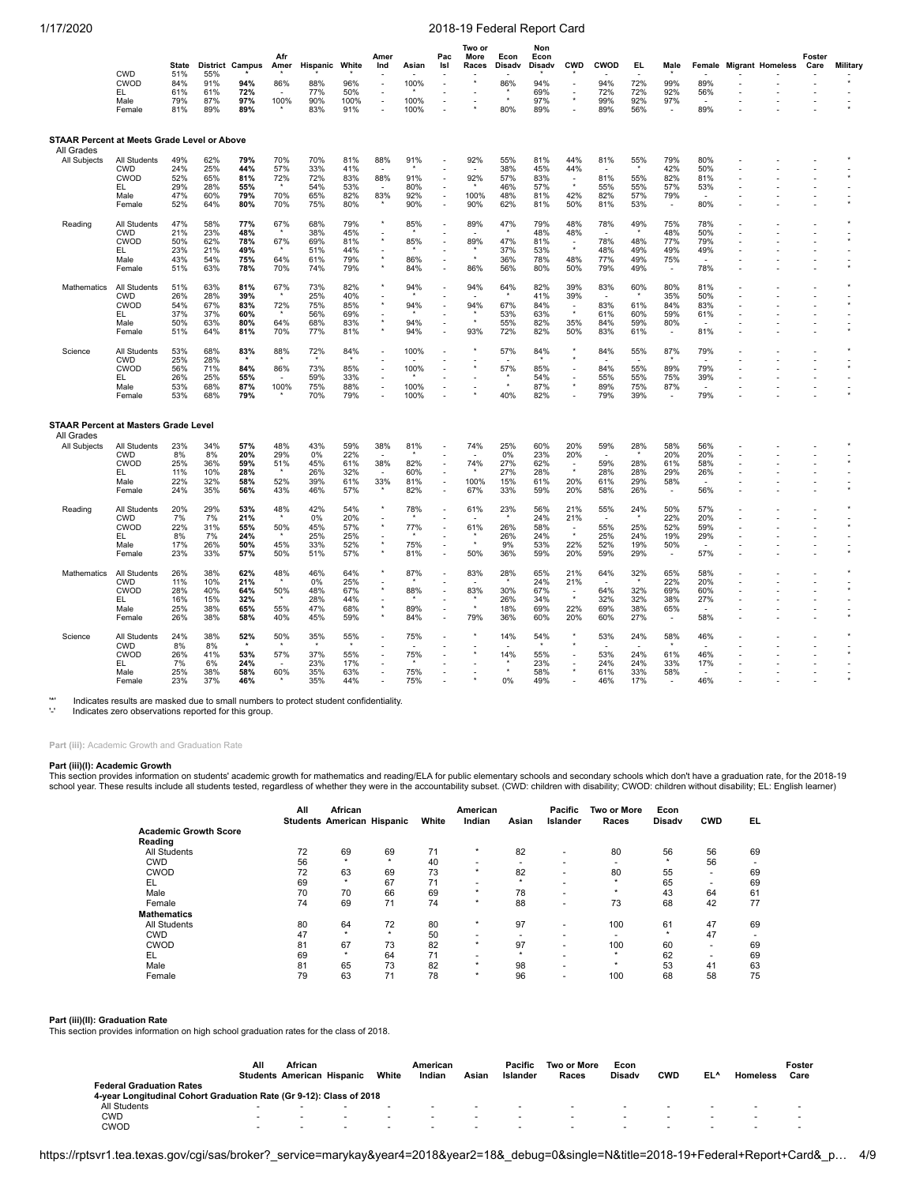| | | State | District | Campus | Afr Amer | Hispanic | White | Amer Ind | Asian | Pac Isl | Two or More Races | Econ Disadv | Non Econ Disadv | CWD | CWOD | EL | Male | Female | Migrant | Homeless | Foster Care | Military |
|---|---|---|---|---|---|---|---|---|---|---|---|---|---|---|---|---|---|---|---|---|---|---|
| | CWD | 51% | 55% | * | * | * | * | - | - | - | - | - | * | * | - | - | * | - | - | - | - | - |
| | CWOD | 84% | 91% | **94%** | 86% | 88% | 96% | - | 100% | - | * | 86% | 94% | - | 94% | 72% | 99% | 89% | - | - | - | * |
| | EL | 61% | 61% | **72%** | - | 77% | 50% | - | * | - | - | * | 69% | - | 72% | 72% | 92% | 56% | - | - | - | - |
| | Male | 79% | 87% | **97%** | 100% | 90% | 100% | - | 100% | - | - | * | 97% | * | 99% | 92% | 97% | - | - | - | - | - |
| | Female | 81% | 89% | **89%** | * | 83% | 91% | - | 100% | - | * | 80% | 89% | - | 89% | 56% | - | 89% | - | - | - | * |
| **STAAR Percent at Meets Grade Level or Above** | | | | | | | | | | | | | | | | | | | | | | |
| All Grades | | | | | | | | | | | | | | | | | | | | | | |
| All Subjects | All Students | 49% | 62% | **79%** | 70% | 70% | 81% | 88% | 91% | - | 92% | 55% | 81% | 44% | 81% | 55% | 79% | 80% | - | - | - | * |
| | CWD | 24% | 25% | **44%** | 57% | 33% | 41% | - | * | - | - | 38% | 45% | 44% | - | * | 42% | 50% | - | - | - | - |
| | CWOD | 52% | 65% | **81%** | 72% | 72% | 83% | 88% | 91% | - | 92% | 57% | 83% | - | 81% | 55% | 82% | 81% | - | - | - | * |
| | EL | 29% | 28% | **55%** | * | 54% | 53% | - | 80% | - | * | 46% | 57% | * | 55% | 55% | 57% | 53% | - | - | - | - |
| | Male | 47% | 60% | **79%** | 70% | 65% | 82% | 83% | 92% | - | 100% | 48% | 81% | 42% | 82% | 57% | 79% | - | - | - | - | - |
| | Female | 52% | 64% | **80%** | 70% | 75% | 80% | * | 90% | - | 90% | 62% | 81% | 50% | 81% | 53% | - | 80% | - | - | - | * |
| Reading | All Students | 47% | 58% | **77%** | 67% | 68% | 79% | * | 85% | - | 89% | 47% | 79% | 48% | 78% | 49% | 75% | 78% | - | - | - | * |
| | CWD | 21% | 23% | **48%** | * | 38% | 45% | - | * | - | - | * | 48% | 48% | - | * | 48% | 50% | - | - | - | - |
| | CWOD | 50% | 62% | **78%** | 67% | 69% | 81% | * | 85% | - | 89% | 47% | 81% | - | 78% | 48% | 77% | 79% | - | - | - | * |
| | EL | 23% | 21% | **49%** | * | 51% | 44% | - | * | - | * | 37% | 53% | * | 48% | 49% | 49% | 49% | - | - | - | - |
| | Male | 43% | 54% | **75%** | 64% | 61% | 79% | * | 86% | - | * | 36% | 78% | 48% | 77% | 49% | 75% | - | - | - | - | - |
| | Female | 51% | 63% | **78%** | 70% | 74% | 79% | * | 84% | - | 86% | 56% | 80% | 50% | 79% | 49% | - | 78% | - | - | - | * |
| Mathematics | All Students | 51% | 63% | **81%** | 67% | 73% | 82% | * | 94% | - | 94% | 64% | 82% | 39% | 83% | 60% | 80% | 81% | - | - | - | * |
| | CWD | 26% | 28% | **39%** | * | 25% | 40% | - | * | - | - | * | 41% | 39% | - | * | 35% | 50% | - | - | - | - |
| | CWOD | 54% | 67% | **83%** | 72% | 75% | 85% | * | 94% | - | 94% | 67% | 84% | - | 83% | 61% | 84% | 83% | - | - | - | * |
| | EL | 37% | 37% | **60%** | * | 56% | 69% | - | * | - | * | 53% | 63% | * | 61% | 60% | 59% | 61% | - | - | - | - |
| | Male | 50% | 63% | **80%** | 64% | 68% | 83% | * | 94% | - | * | 55% | 82% | 35% | 84% | 59% | 80% | - | - | - | - | - |
| | Female | 51% | 64% | **81%** | 70% | 77% | 81% | * | 94% | - | 93% | 72% | 82% | 50% | 83% | 61% | - | 81% | - | - | - | * |
| Science | All Students | 53% | 68% | **83%** | 88% | 72% | 84% | - | 100% | - | * | 57% | 84% | * | 84% | 55% | 87% | 79% | - | - | - | * |
| | CWD | 25% | 28% | * | * | * | * | - | - | - | - | - | * | * | - | - | * | - | - | - | - | - |
| | CWOD | 56% | 71% | **84%** | 86% | 73% | 85% | - | 100% | - | * | 57% | 85% | - | 84% | 55% | 89% | 79% | - | - | - | * |
| | EL | 26% | 25% | **55%** | - | 59% | 33% | - | * | - | - | * | 54% | - | 55% | 55% | 75% | 39% | - | - | - | - |
| | Male | 53% | 68% | **87%** | 100% | 75% | 88% | - | 100% | - | - | * | 87% | * | 89% | 75% | 87% | - | - | - | - | - |
| | Female | 53% | 68% | **79%** | * | 70% | 79% | - | 100% | - | * | 40% | 82% | - | 79% | 39% | - | 79% | - | - | - | * |
| **STAAR Percent at Masters Grade Level** | | | | | | | | | | | | | | | | | | | | | | |
| All Grades | | | | | | | | | | | | | | | | | | | | | | |
| All Subjects | All Students | 23% | 34% | **57%** | 48% | 43% | 59% | 38% | 81% | - | 74% | 25% | 60% | 20% | 59% | 28% | 58% | 56% | - | - | - | * |
| | CWD | 8% | 8% | **20%** | 29% | 0% | 22% | - | * | - | - | 0% | 23% | 20% | - | * | 20% | 20% | - | - | - | - |
| | CWOD | 25% | 36% | **59%** | 51% | 45% | 61% | 38% | 82% | - | 74% | 27% | 62% | - | 59% | 28% | 61% | 58% | - | - | - | * |
| | EL | 11% | 10% | **28%** | * | 26% | 32% | - | 60% | - | * | 27% | 28% | * | 28% | 28% | 29% | 26% | - | - | - | - |
| | Male | 22% | 32% | **58%** | 52% | 39% | 61% | 33% | 81% | - | 100% | 15% | 61% | 20% | 61% | 29% | 58% | - | - | - | - | - |
| | Female | 24% | 35% | **56%** | 43% | 46% | 57% | * | 82% | - | 67% | 33% | 59% | 20% | 58% | 26% | - | 56% | - | - | - | * |
| Reading | All Students | 20% | 29% | **53%** | 48% | 42% | 54% | * | 78% | - | 61% | 23% | 56% | 21% | 55% | 24% | 50% | 57% | - | - | - | * |
| | CWD | 7% | 7% | **21%** | * | 0% | 20% | - | * | - | - | * | 24% | 21% | - | * | 22% | 20% | - | - | - | - |
| | CWOD | 22% | 31% | **55%** | 50% | 45% | 57% | * | 77% | - | 61% | 26% | 58% | - | 55% | 25% | 52% | 59% | - | - | - | * |
| | EL | 8% | 7% | **24%** | * | 25% | 25% | - | * | - | * | 26% | 24% | * | 25% | 24% | 19% | 29% | - | - | - | - |
| | Male | 17% | 26% | **50%** | 45% | 33% | 52% | * | 75% | - | * | 9% | 53% | 22% | 52% | 19% | 50% | - | - | - | - | - |
| | Female | 23% | 33% | **57%** | 50% | 51% | 57% | * | 81% | - | 50% | 36% | 59% | 20% | 59% | 29% | - | 57% | - | - | - | * |
| Mathematics | All Students | 26% | 38% | **62%** | 48% | 46% | 64% | * | 87% | - | 83% | 28% | 65% | 21% | 64% | 32% | 65% | 58% | - | - | - | * |
| | CWD | 11% | 10% | **21%** | * | 0% | 25% | - | * | - | - | * | 24% | 21% | - | * | 22% | 20% | - | - | - | - |
| | CWOD | 28% | 40% | **64%** | 50% | 48% | 67% | * | 88% | - | 83% | 30% | 67% | - | 64% | 32% | 69% | 60% | - | - | - | * |
| | EL | 16% | 15% | **32%** | * | 28% | 44% | - | * | - | * | 26% | 34% | * | 32% | 32% | 38% | 27% | - | - | - | - |
| | Male | 25% | 38% | **65%** | 55% | 47% | 68% | * | 89% | - | * | 18% | 69% | 22% | 69% | 38% | 65% | - | - | - | - | - |
| | Female | 26% | 38% | **58%** | 40% | 45% | 59% | * | 84% | - | 79% | 36% | 60% | 20% | 60% | 27% | - | 58% | - | - | - | * |
| Science | All Students | 24% | 38% | **52%** | 50% | 35% | 55% | - | 75% | - | * | 14% | 54% | * | 53% | 24% | 58% | 46% | - | - | - | * |
| | CWD | 8% | 8% | * | * | * | * | - | - | - | - | - | * | * | - | - | * | - | - | - | - | - |
| | CWOD | 26% | 41% | **53%** | 57% | 37% | 55% | - | 75% | - | * | 14% | 55% | - | 53% | 24% | 61% | 46% | - | - | - | * |
| | EL | 7% | 6% | **24%** | - | 23% | 17% | - | * | - | - | * | 23% | - | 24% | 24% | 33% | 17% | - | - | - | - |
| | Male | 25% | 38% | **58%** | 60% | 35% | 63% | - | 75% | - | - | * | 58% | * | 61% | 33% | 58% | - | - | - | - | - |
| | Female | 23% | 37% | **46%** | * | 35% | 44% | - | 75% | - | * | 0% | 49% | - | 46% | 17% | - | 46% | - | - | - | * |

'*' Indicates results are masked due to small numbers to protect student confidentiality.
'-' Indicates zero observations reported for this group.

**Part (iii):** Academic Growth and Graduation Rate

#### Part (iii)(I): Academic Growth

This section provides information on students' academic growth for mathematics and reading/ELA for public elementary schools and secondary schools which don't have a graduation rate, for the 2018-19 school year. These results include all students tested, regardless of whether they were in the accountability subset. (CWD: children with disability; CWOD: children without disability; EL: English learner)

| | All Students | African American | Hispanic | White | American Indian | Asian | Pacific Islander | Two or More Races | Econ Disadv | CWD | EL |
|---|---|---|---|---|---|---|---|---|---|---|---|
| **Academic Growth Score** | | | | | | | | | | | |
| **Reading** | | | | | | | | | | | |
| All Students | 72 | 69 | 69 | 71 | * | 82 | - | 80 | 56 | 56 | 69 |
| CWD | 56 | * | * | 40 | - | - | - | - | * | 56 | - |
| CWOD | 72 | 63 | 69 | 73 | * | 82 | - | 80 | 55 | - | 69 |
| EL | 69 | * | 67 | 71 | - | * | - | * | 65 | - | 69 |
| Male | 70 | 70 | 66 | 69 | * | 78 | - | * | 43 | 64 | 61 |
| Female | 74 | 69 | 71 | 74 | * | 88 | - | 73 | 68 | 42 | 77 |
| **Mathematics** | | | | | | | | | | | |
| All Students | 80 | 64 | 72 | 80 | * | 97 | - | 100 | 61 | 47 | 69 |
| CWD | 47 | * | * | 50 | - | - | - | - | * | 47 | - |
| CWOD | 81 | 67 | 73 | 82 | * | 97 | - | 100 | 60 | - | 69 |
| EL | 69 | * | 64 | 71 | - | * | - | * | 62 | - | 69 |
| Male | 81 | 65 | 73 | 82 | * | 98 | - | * | 53 | 41 | 63 |
| Female | 79 | 63 | 71 | 78 | * | 96 | - | 100 | 68 | 58 | 75 |

#### Part (iii)(II): Graduation Rate

This section provides information on high school graduation rates for the class of 2018.

| | All Students | African American | Hispanic | White | American Indian | Asian | Pacific Islander | Two or More Races | Econ Disadv | CWD | EL^ | Homeless | Foster Care |
|---|---|---|---|---|---|---|---|---|---|---|---|---|---|
| **Federal Graduation Rates** | | | | | | | | | | | | | |
| 4-year Longitudinal Cohort Graduation Rate (Gr 9-12): Class of 2018 | | | | | | | | | | | | | |
| All Students | - | - | - | - | - | - | - | - | - | - | - | - | - |
| CWD | - | - | - | - | - | - | - | - | - | - | - | - | - |
| CWOD | - | - | - | - | - | - | - | - | - | - | - | - | - |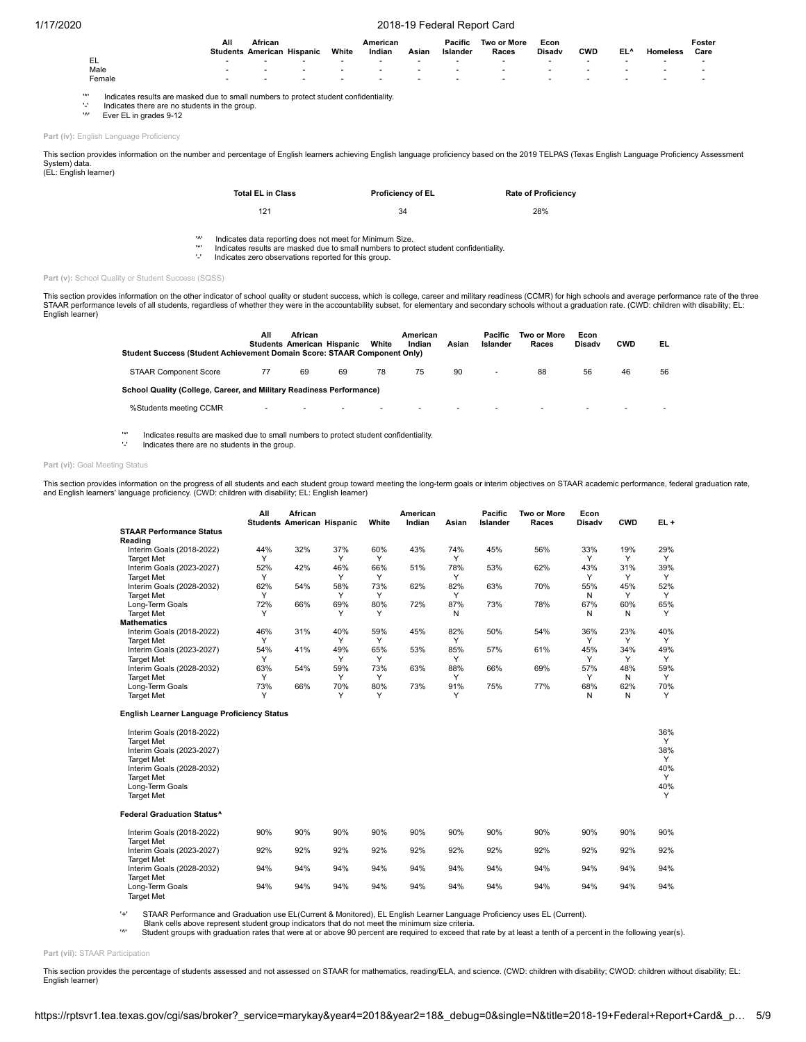| | All Students | African American | Hispanic | White | American Indian | Asian | Pacific Islander | Two or More Races | Econ Disadv | CWD | EL^ | Homeless | Foster Care |
|---|---|---|---|---|---|---|---|---|---|---|---|---|---|
| EL | - | - | - | - | - | - | - | - | - | - | - | - | - |
| Male | - | - | - | - | - | - | - | - | - | - | - | - | - |
| Female | - | - | - | - | - | - | - | - | - | - | - | - | - |

'*' Indicates results are masked due to small numbers to protect student confidentiality.
'-' Indicates there are no students in the group.
'^' Ever EL in grades 9-12

**Part (iv):** English Language Proficiency

This section provides information on the number and percentage of English learners achieving English language proficiency based on the 2019 TELPAS (Texas English Language Proficiency Assessment System) data.
(EL: English learner)

| Total EL in Class | Proficiency of EL | Rate of Proficiency |
|---|---|---|
| 121 | 34 | 28% |

'^' Indicates data reporting does not meet for Minimum Size.
'*' Indicates results are masked due to small numbers to protect student confidentiality.
'-' Indicates zero observations reported for this group.

**Part (v):** School Quality or Student Success (SQSS)

This section provides information on the other indicator of school quality or student success, which is college, career and military readiness (CCMR) for high schools and average performance rate of the three STAAR performance levels of all students, regardless of whether they were in the accountability subset, for elementary and secondary schools without a graduation rate. (CWD: children with disability; EL: English learner)

| | All Students | African American | Hispanic | White | American Indian | Asian | Pacific Islander | Two or More Races | Econ Disadv | CWD | EL |
|---|---|---|---|---|---|---|---|---|---|---|---|
| **Student Success (Student Achievement Domain Score: STAAR Component Only)** | | | | | | | | | | | |
| STAAR Component Score | 77 | 69 | 69 | 78 | 75 | 90 | - | 88 | 56 | 46 | 56 |
| **School Quality (College, Career, and Military Readiness Performance)** | | | | | | | | | | | |
| %Students meeting CCMR | - | - | - | - | - | - | - | - | - | - | - |

'*' Indicates results are masked due to small numbers to protect student confidentiality.
'-' Indicates there are no students in the group.

**Part (vi):** Goal Meeting Status

This section provides information on the progress of all students and each student group toward meeting the long-term goals or interim objectives on STAAR academic performance, federal graduation rate, and English learners' language proficiency. (CWD: children with disability; EL: English learner)

| | All Students | African American | Hispanic | White | American Indian | Asian | Pacific Islander | Two or More Races | Econ Disadv | CWD | EL + |
|---|---|---|---|---|---|---|---|---|---|---|---|
| **STAAR Performance Status** | | | | | | | | | | | |
| **Reading** | | | | | | | | | | | |
| Interim Goals (2018-2022) | 44% | 32% | 37% | 60% | 43% | 74% | 45% | 56% | 33% | 19% | 29% |
| Target Met | Y | | Y | Y | | Y | | | Y | Y | Y |
| Interim Goals (2023-2027) | 52% | 42% | 46% | 66% | 51% | 78% | 53% | 62% | 43% | 31% | 39% |
| Target Met | Y | | Y | Y | | Y | | | Y | Y | Y |
| Interim Goals (2028-2032) | 62% | 54% | 58% | 73% | 62% | 82% | 63% | 70% | 55% | 45% | 52% |
| Target Met | Y | | Y | Y | | Y | | | N | Y | Y |
| Long-Term Goals | 72% | 66% | 69% | 80% | 72% | 87% | 73% | 78% | 67% | 60% | 65% |
| Target Met | Y | | Y | Y | | N | | | N | N | Y |
| **Mathematics** | | | | | | | | | | | |
| Interim Goals (2018-2022) | 46% | 31% | 40% | 59% | 45% | 82% | 50% | 54% | 36% | 23% | 40% |
| Target Met | Y | | Y | Y | | Y | | | Y | Y | Y |
| Interim Goals (2023-2027) | 54% | 41% | 49% | 65% | 53% | 85% | 57% | 61% | 45% | 34% | 49% |
| Target Met | Y | | Y | Y | | Y | | | Y | Y | Y |
| Interim Goals (2028-2032) | 63% | 54% | 59% | 73% | 63% | 88% | 66% | 69% | 57% | 48% | 59% |
| Target Met | Y | | Y | Y | | Y | | | Y | N | Y |
| Long-Term Goals | 73% | 66% | 70% | 80% | 73% | 91% | 75% | 77% | 68% | 62% | 70% |
| Target Met | Y | | Y | Y | | Y | | | N | N | Y |
| **English Learner Language Proficiency Status** | | | | | | | | | | | |
| Interim Goals (2018-2022) | | | | | | | | | | | 36% |
| Target Met | | | | | | | | | | | Y |
| Interim Goals (2023-2027) | | | | | | | | | | | 38% |
| Target Met | | | | | | | | | | | Y |
| Interim Goals (2028-2032) | | | | | | | | | | | 40% |
| Target Met | | | | | | | | | | | Y |
| Long-Term Goals | | | | | | | | | | | 40% |
| Target Met | | | | | | | | | | | Y |
| **Federal Graduation Status^** | | | | | | | | | | | |
| Interim Goals (2018-2022) | 90% | 90% | 90% | 90% | 90% | 90% | 90% | 90% | 90% | 90% | 90% |
| Target Met | | | | | | | | | | | |
| Interim Goals (2023-2027) | 92% | 92% | 92% | 92% | 92% | 92% | 92% | 92% | 92% | 92% | 92% |
| Target Met | | | | | | | | | | | |
| Interim Goals (2028-2032) | 94% | 94% | 94% | 94% | 94% | 94% | 94% | 94% | 94% | 94% | 94% |
| Target Met | | | | | | | | | | | |
| Long-Term Goals | 94% | 94% | 94% | 94% | 94% | 94% | 94% | 94% | 94% | 94% | 94% |
| Target Met | | | | | | | | | | | |

'+' STAAR Performance and Graduation use EL(Current & Monitored), EL English Learner Language Proficiency uses EL (Current).
Blank cells above represent student group indicators that do not meet the minimum size criteria.
'^' Student groups with graduation rates that were at or above 90 percent are required to exceed that rate by at least a tenth of a percent in the following year(s).

**Part (vii):** STAAR Participation

This section provides the percentage of students assessed and not assessed on STAAR for mathematics, reading/ELA, and science. (CWD: children with disability; CWOD: children without disability; EL: English learner)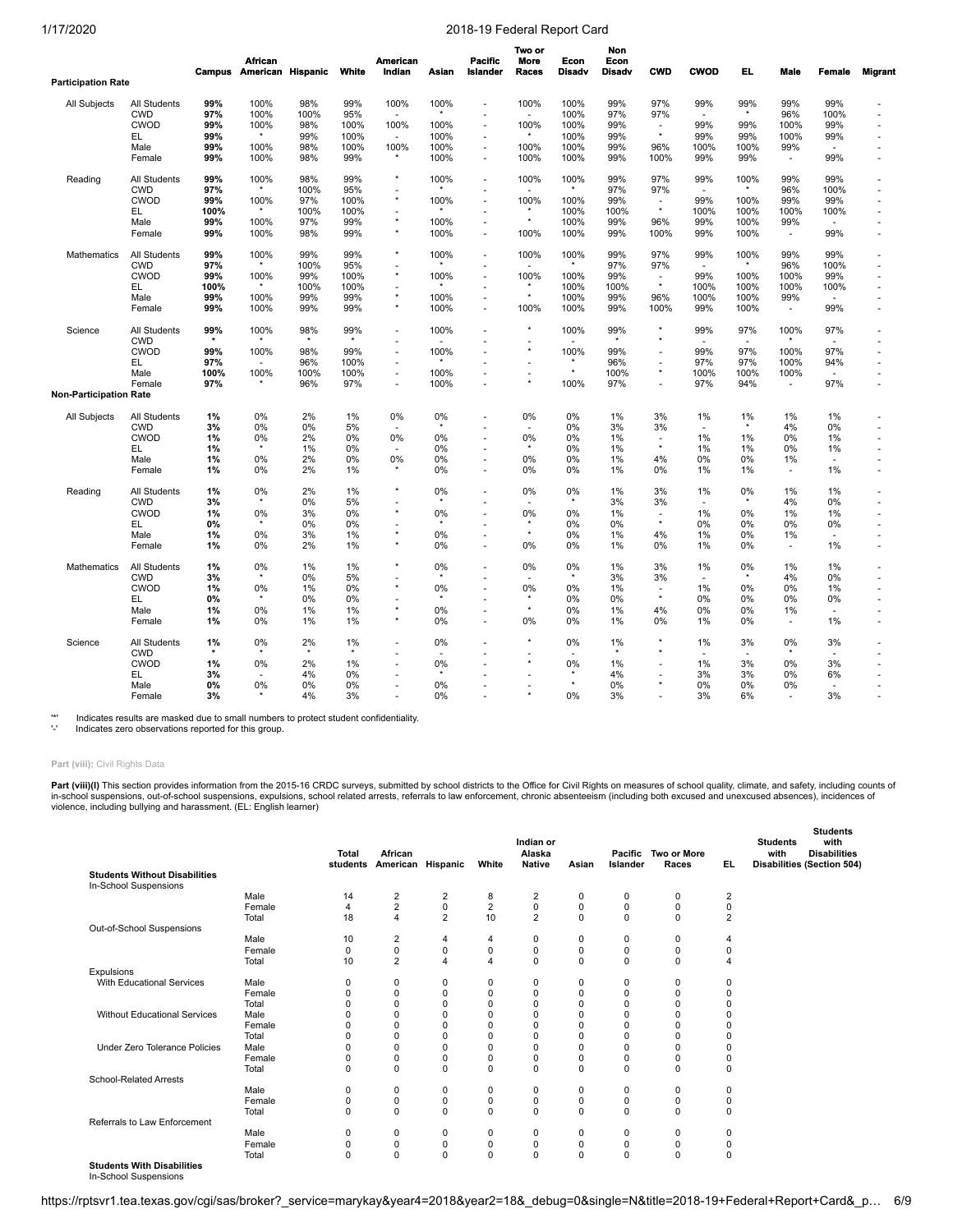| Participation Rate | | Campus | African American | Hispanic | White | American Indian | Asian | Pacific Islander | Two or More Races | Econ Disadv | Non Econ Disadv | CWD | CWOD | EL | Male | Female | Migrant |
|---|---|---|---|---|---|---|---|---|---|---|---|---|---|---|---|---|---|
| All Subjects | All Students | **99%** | 100% | 98% | 99% | 100% | 100% | - | 100% | 100% | 99% | 97% | 99% | 99% | 99% | 99% | - |
| | CWD | **97%** | 100% | 100% | 95% | - | * | - | - | 100% | 97% | 97% | - | * | 96% | 100% | - |
| | CWOD | **99%** | 100% | 98% | 100% | 100% | 100% | - | 100% | 100% | 99% | - | 99% | 99% | 100% | 99% | - |
| | EL | **99%** | * | 99% | 100% | - | 100% | - | * | 100% | 99% | * | 99% | 99% | 100% | 99% | - |
| | Male | **99%** | 100% | 98% | 100% | 100% | 100% | - | 100% | 100% | 99% | 96% | 100% | 100% | 99% | - | - |
| | Female | **99%** | 100% | 98% | 99% | * | 100% | - | 100% | 100% | 99% | 100% | 99% | 99% | - | 99% | - |
| Reading | All Students | **99%** | 100% | 98% | 99% | * | 100% | - | 100% | 100% | 99% | 97% | 99% | 100% | 99% | 99% | - |
| | CWD | **97%** | * | 100% | 95% | - | * | - | - | * | 97% | 97% | - | * | 96% | 100% | - |
| | CWOD | **99%** | 100% | 97% | 100% | * | 100% | - | 100% | 100% | 99% | - | 99% | 100% | 99% | 99% | - |
| | EL | **100%** | * | 100% | 100% | - | * | - | * | 100% | 100% | * | 100% | 100% | 100% | 100% | - |
| | Male | **99%** | 100% | 97% | 99% | * | 100% | - | * | 100% | 99% | 96% | 99% | 100% | 99% | - | - |
| | Female | **99%** | 100% | 98% | 99% | * | 100% | - | 100% | 100% | 99% | 100% | 99% | 100% | - | 99% | - |
| Mathematics | All Students | **99%** | 100% | 99% | 99% | * | 100% | - | 100% | 100% | 99% | 97% | 99% | 100% | 99% | 99% | - |
| | CWD | **97%** | * | 100% | 95% | - | * | - | - | * | 97% | 97% | - | * | 96% | 100% | - |
| | CWOD | **99%** | 100% | 99% | 100% | * | 100% | - | 100% | 100% | 99% | - | 99% | 100% | 100% | 99% | - |
| | EL | **100%** | * | 100% | 100% | - | * | - | * | 100% | 100% | * | 100% | 100% | 100% | 100% | - |
| | Male | **99%** | 100% | 99% | 99% | * | 100% | - | * | 100% | 99% | 96% | 100% | 100% | 99% | - | - |
| | Female | **99%** | 100% | 99% | 99% | * | 100% | - | 100% | 100% | 99% | 100% | 99% | 100% | - | 99% | - |
| Science | All Students | **99%** | 100% | 98% | 99% | - | 100% | - | * | 100% | 99% | * | 99% | 97% | 100% | 97% | - |
| | CWD | ***** | * | * | * | - | - | - | - | - | * | * | - | - | * | - | - |
| | CWOD | **99%** | 100% | 98% | 99% | - | 100% | - | * | 100% | 99% | - | 99% | 97% | 100% | 97% | - |
| | EL | **97%** | - | 96% | 100% | - | * | - | - | * | 96% | - | 97% | 97% | 100% | 94% | - |
| | Male | **100%** | 100% | 100% | 100% | - | 100% | - | - | * | 100% | * | 100% | 100% | 100% | - | - |
| | Female | **97%** | * | 96% | 97% | - | 100% | - | * | 100% | 97% | - | 97% | 94% | - | 97% | - |
| **Non-Participation Rate** | | | | | | | | | | | | | | | | | |
| All Subjects | All Students | **1%** | 0% | 2% | 1% | 0% | 0% | - | 0% | 0% | 1% | 3% | 1% | 1% | 1% | 1% | - |
| | CWD | **3%** | 0% | 0% | 5% | - | * | - | - | 0% | 3% | 3% | - | * | 4% | 0% | - |
| | CWOD | **1%** | 0% | 2% | 0% | 0% | 0% | - | 0% | 0% | 1% | - | 1% | 1% | 0% | 1% | - |
| | EL | **1%** | * | 1% | 0% | - | 0% | - | * | 0% | 1% | * | 1% | 1% | 0% | 1% | - |
| | Male | **1%** | 0% | 2% | 0% | 0% | 0% | - | 0% | 0% | 1% | 4% | 0% | 0% | 1% | - | - |
| | Female | **1%** | 0% | 2% | 1% | * | 0% | - | 0% | 0% | 1% | 0% | 1% | 1% | - | 1% | - |
| Reading | All Students | **1%** | 0% | 2% | 1% | * | 0% | - | 0% | 0% | 1% | 3% | 1% | 0% | 1% | 1% | - |
| | CWD | **3%** | * | 0% | 5% | - | * | - | - | * | 3% | 3% | - | * | 4% | 0% | - |
| | CWOD | **1%** | 0% | 3% | 0% | * | 0% | - | 0% | 0% | 1% | - | 1% | 0% | 1% | 1% | - |
| | EL | **0%** | * | 0% | 0% | - | * | - | * | 0% | 0% | * | 0% | 0% | 0% | 0% | - |
| | Male | **1%** | 0% | 3% | 1% | * | 0% | - | * | 0% | 1% | 4% | 1% | 0% | 1% | - | - |
| | Female | **1%** | 0% | 2% | 1% | * | 0% | - | 0% | 0% | 1% | 0% | 1% | 0% | - | 1% | - |
| Mathematics | All Students | **1%** | 0% | 1% | 1% | * | 0% | - | 0% | 0% | 1% | 3% | 1% | 0% | 1% | 1% | - |
| | CWD | **3%** | * | 0% | 5% | - | * | - | - | * | 3% | 3% | - | * | 4% | 0% | - |
| | CWOD | **1%** | 0% | 1% | 0% | * | 0% | - | 0% | 0% | 1% | - | 1% | 0% | 0% | 1% | - |
| | EL | **0%** | * | 0% | 0% | - | * | - | * | 0% | 0% | * | 0% | 0% | 0% | 0% | - |
| | Male | **1%** | 0% | 1% | 1% | * | 0% | - | * | 0% | 1% | 4% | 0% | 0% | 1% | - | - |
| | Female | **1%** | 0% | 1% | 1% | * | 0% | - | 0% | 0% | 1% | 0% | 1% | 0% | - | 1% | - |
| Science | All Students | **1%** | 0% | 2% | 1% | - | 0% | - | * | 0% | 1% | * | 1% | 3% | 0% | 3% | - |
| | CWD | ***** | * | * | * | - | - | - | - | - | * | * | - | - | * | - | - |
| | CWOD | **1%** | 0% | 2% | 1% | - | 0% | - | * | 0% | 1% | - | 1% | 3% | 0% | 3% | - |
| | EL | **3%** | - | 4% | 0% | - | * | - | - | * | 4% | - | 3% | 3% | 0% | 6% | - |
| | Male | **0%** | 0% | 0% | 0% | - | 0% | - | - | * | 0% | * | 0% | 0% | 0% | - | - |
| | Female | **3%** | * | 4% | 3% | - | 0% | - | * | 0% | 3% | - | 3% | 6% | - | 3% | - |

'*' Indicates results are masked due to small numbers to protect student confidentiality.
'-' Indicates zero observations reported for this group.

**Part (viii):** Civil Rights Data

**Part (viii)(I)** This section provides information from the 2015-16 CRDC surveys, submitted by school districts to the Office for Civil Rights on measures of school quality, climate, and safety, including counts of in-school suspensions, out-of-school suspensions, expulsions, school related arrests, referrals to law enforcement, chronic absenteeism (including both excused and unexcused absences), incidences of violence, including bullying and harassment. (EL: English learner)

| | | Total students | African American | Hispanic | White | Indian or Alaska Native | Asian | Pacific Islander | Two or More Races | EL | Students with Disabilities | Students with Disabilities (Section 504) |
|---|---|---|---|---|---|---|---|---|---|---|---|---|
| **Students Without Disabilities** | | | | | | | | | | | | |
| In-School Suspensions | | | | | | | | | | | | |
| | Male | 14 | 2 | 2 | 8 | 2 | 0 | 0 | 0 | 2 | | |
| | Female | 4 | 2 | 0 | 2 | 0 | 0 | 0 | 0 | 0 | | |
| | Total | 18 | 4 | 2 | 10 | 2 | 0 | 0 | 0 | 2 | | |
| Out-of-School Suspensions | | | | | | | | | | | | |
| | Male | 10 | 2 | 4 | 4 | 0 | 0 | 0 | 0 | 4 | | |
| | Female | 0 | 0 | 0 | 0 | 0 | 0 | 0 | 0 | 0 | | |
| | Total | 10 | 2 | 4 | 4 | 0 | 0 | 0 | 0 | 4 | | |
| Expulsions | | | | | | | | | | | | |
| With Educational Services | Male | 0 | 0 | 0 | 0 | 0 | 0 | 0 | 0 | 0 | | |
| | Female | 0 | 0 | 0 | 0 | 0 | 0 | 0 | 0 | 0 | | |
| | Total | 0 | 0 | 0 | 0 | 0 | 0 | 0 | 0 | 0 | | |
| Without Educational Services | Male | 0 | 0 | 0 | 0 | 0 | 0 | 0 | 0 | 0 | | |
| | Female | 0 | 0 | 0 | 0 | 0 | 0 | 0 | 0 | 0 | | |
| | Total | 0 | 0 | 0 | 0 | 0 | 0 | 0 | 0 | 0 | | |
| Under Zero Tolerance Policies | Male | 0 | 0 | 0 | 0 | 0 | 0 | 0 | 0 | 0 | | |
| | Female | 0 | 0 | 0 | 0 | 0 | 0 | 0 | 0 | 0 | | |
| | Total | 0 | 0 | 0 | 0 | 0 | 0 | 0 | 0 | 0 | | |
| School-Related Arrests | | | | | | | | | | | | |
| | Male | 0 | 0 | 0 | 0 | 0 | 0 | 0 | 0 | 0 | | |
| | Female | 0 | 0 | 0 | 0 | 0 | 0 | 0 | 0 | 0 | | |
| | Total | 0 | 0 | 0 | 0 | 0 | 0 | 0 | 0 | 0 | | |
| Referrals to Law Enforcement | | | | | | | | | | | | |
| | Male | 0 | 0 | 0 | 0 | 0 | 0 | 0 | 0 | 0 | | |
| | Female | 0 | 0 | 0 | 0 | 0 | 0 | 0 | 0 | 0 | | |
| | Total | 0 | 0 | 0 | 0 | 0 | 0 | 0 | 0 | 0 | | |
| **Students With Disabilities** | | | | | | | | | | | | |
| In-School Suspensions | | | | | | | | | | | | |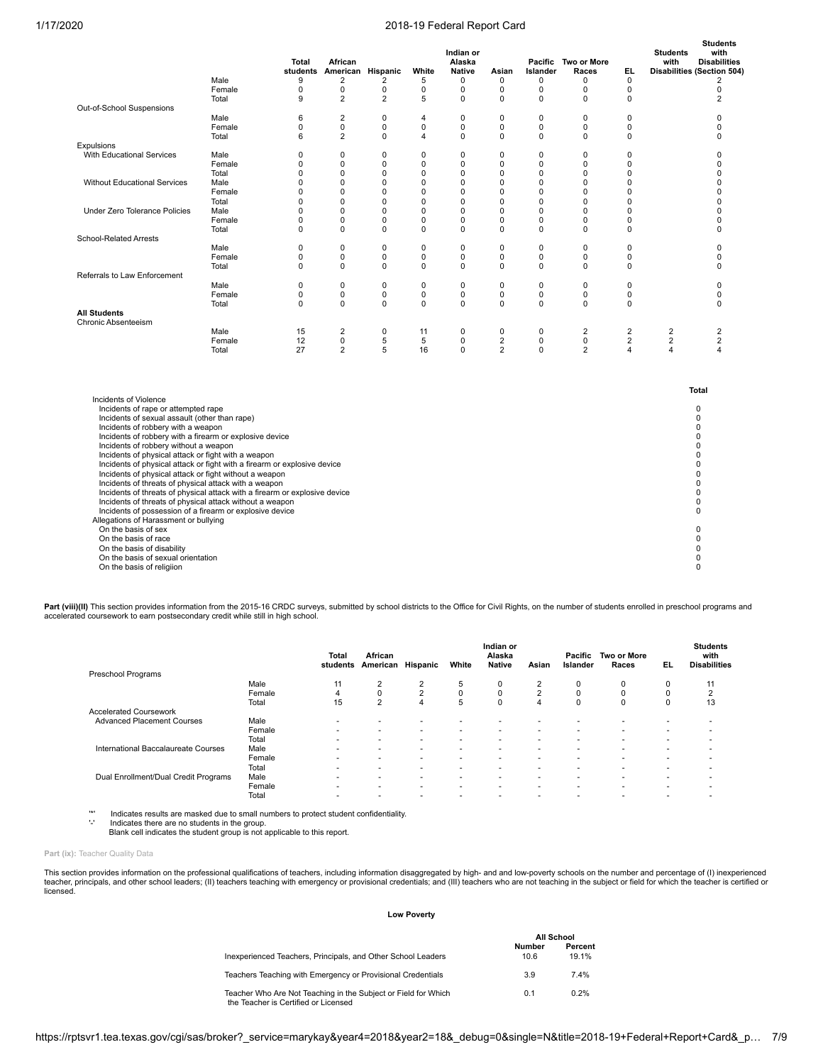| | | Total students | African American | Hispanic | White | Indian or Alaska Native | Asian | Pacific Islander | Two or More Races | EL | Students with Disabilities | Students with Disabilities (Section 504) |
|---|---|---|---|---|---|---|---|---|---|---|---|---|
| | Male | 9 | 2 | 2 | 5 | 0 | 0 | 0 | 0 | 0 | | 2 |
| | Female | 0 | 0 | 0 | 0 | 0 | 0 | 0 | 0 | 0 | | 0 |
| | Total | 9 | 2 | 2 | 5 | 0 | 0 | 0 | 0 | 0 | | 2 |
| Out-of-School Suspensions | | | | | | | | | | | | |
| | Male | 6 | 2 | 0 | 4 | 0 | 0 | 0 | 0 | 0 | | 0 |
| | Female | 0 | 0 | 0 | 0 | 0 | 0 | 0 | 0 | 0 | | 0 |
| | Total | 6 | 2 | 0 | 4 | 0 | 0 | 0 | 0 | 0 | | 0 |
| Expulsions | | | | | | | | | | | | |
| With Educational Services | Male | 0 | 0 | 0 | 0 | 0 | 0 | 0 | 0 | 0 | | 0 |
| | Female | 0 | 0 | 0 | 0 | 0 | 0 | 0 | 0 | 0 | | 0 |
| | Total | 0 | 0 | 0 | 0 | 0 | 0 | 0 | 0 | 0 | | 0 |
| Without Educational Services | Male | 0 | 0 | 0 | 0 | 0 | 0 | 0 | 0 | 0 | | 0 |
| | Female | 0 | 0 | 0 | 0 | 0 | 0 | 0 | 0 | 0 | | 0 |
| | Total | 0 | 0 | 0 | 0 | 0 | 0 | 0 | 0 | 0 | | 0 |
| Under Zero Tolerance Policies | Male | 0 | 0 | 0 | 0 | 0 | 0 | 0 | 0 | 0 | | 0 |
| | Female | 0 | 0 | 0 | 0 | 0 | 0 | 0 | 0 | 0 | | 0 |
| | Total | 0 | 0 | 0 | 0 | 0 | 0 | 0 | 0 | 0 | | 0 |
| School-Related Arrests | | | | | | | | | | | | |
| | Male | 0 | 0 | 0 | 0 | 0 | 0 | 0 | 0 | 0 | | 0 |
| | Female | 0 | 0 | 0 | 0 | 0 | 0 | 0 | 0 | 0 | | 0 |
| | Total | 0 | 0 | 0 | 0 | 0 | 0 | 0 | 0 | 0 | | 0 |
| Referrals to Law Enforcement | | | | | | | | | | | | |
| | Male | 0 | 0 | 0 | 0 | 0 | 0 | 0 | 0 | 0 | | 0 |
| | Female | 0 | 0 | 0 | 0 | 0 | 0 | 0 | 0 | 0 | | 0 |
| | Total | 0 | 0 | 0 | 0 | 0 | 0 | 0 | 0 | 0 | | 0 |
| **All Students** | | | | | | | | | | | | |
| Chronic Absenteeism | | | | | | | | | | | | |
| | Male | 15 | 2 | 0 | 11 | 0 | 0 | 0 | 2 | 2 | 2 | 2 |
| | Female | 12 | 0 | 5 | 5 | 0 | 2 | 0 | 0 | 2 | 2 | 2 |
| | Total | 27 | 2 | 5 | 16 | 0 | 2 | 0 | 2 | 4 | 4 | 4 |

| | Total |
|---|---|
| Incidents of Violence | |
| Incidents of rape or attempted rape | 0 |
| Incidents of sexual assault (other than rape) | 0 |
| Incidents of robbery with a weapon | 0 |
| Incidents of robbery with a firearm or explosive device | 0 |
| Incidents of robbery without a weapon | 0 |
| Incidents of physical attack or fight with a weapon | 0 |
| Incidents of physical attack or fight with a firearm or explosive device | 0 |
| Incidents of physical attack or fight without a weapon | 0 |
| Incidents of threats of physical attack with a weapon | 0 |
| Incidents of threats of physical attack with a firearm or explosive device | 0 |
| Incidents of threats of physical attack without a weapon | 0 |
| Incidents of possession of a firearm or explosive device | 0 |
| Allegations of Harassment or bullying | |
| On the basis of sex | 0 |
| On the basis of race | 0 |
| On the basis of disability | 0 |
| On the basis of sexual orientation | 0 |
| On the basis of religiion | 0 |

**Part (viii)(II)** This section provides information from the 2015-16 CRDC surveys, submitted by school districts to the Office for Civil Rights, on the number of students enrolled in preschool programs and accelerated coursework to earn postsecondary credit while still in high school.

| | | Total students | African American | Hispanic | White | Indian or Alaska Native | Asian | Pacific Islander | Two or More Races | EL | Students with Disabilities |
|---|---|---|---|---|---|---|---|---|---|---|---|
| Preschool Programs | | | | | | | | | | | |
| | Male | 11 | 2 | 2 | 5 | 0 | 2 | 0 | 0 | 0 | 11 |
| | Female | 4 | 0 | 2 | 0 | 0 | 2 | 0 | 0 | 0 | 2 |
| | Total | 15 | 2 | 4 | 5 | 0 | 4 | 0 | 0 | 0 | 13 |
| Accelerated Coursework | | | | | | | | | | | |
| Advanced Placement Courses | Male | - | - | - | - | - | - | - | - | - | - |
| | Female | - | - | - | - | - | - | - | - | - | - |
| | Total | - | - | - | - | - | - | - | - | - | - |
| International Baccalaureate Courses | Male | - | - | - | - | - | - | - | - | - | - |
| | Female | - | - | - | - | - | - | - | - | - | - |
| | Total | - | - | - | - | - | - | - | - | - | - |
| Dual Enrollment/Dual Credit Programs | Male | - | - | - | - | - | - | - | - | - | - |
| | Female | - | - | - | - | - | - | - | - | - | - |
| | Total | - | - | - | - | - | - | - | - | - | - |

'*' Indicates results are masked due to small numbers to protect student confidentiality.
'-' Indicates there are no students in the group.
Blank cell indicates the student group is not applicable to this report.

**Part (ix):** Teacher Quality Data

This section provides information on the professional qualifications of teachers, including information disaggregated by high- and and low-poverty schools on the number and percentage of (I) inexperienced teacher, principals, and other school leaders; (II) teachers teaching with emergency or provisional credentials; and (III) teachers who are not teaching in the subject or field for which the teacher is certified or licensed.

**Low Poverty**

| | All School | |
|---|---|---|
| | Number | Percent |
| Inexperienced Teachers, Principals, and Other School Leaders | 10.6 | 19.1% |
| Teachers Teaching with Emergency or Provisional Credentials | 3.9 | 7.4% |
| Teacher Who Are Not Teaching in the Subject or Field for Which the Teacher is Certified or Licensed | 0.1 | 0.2% |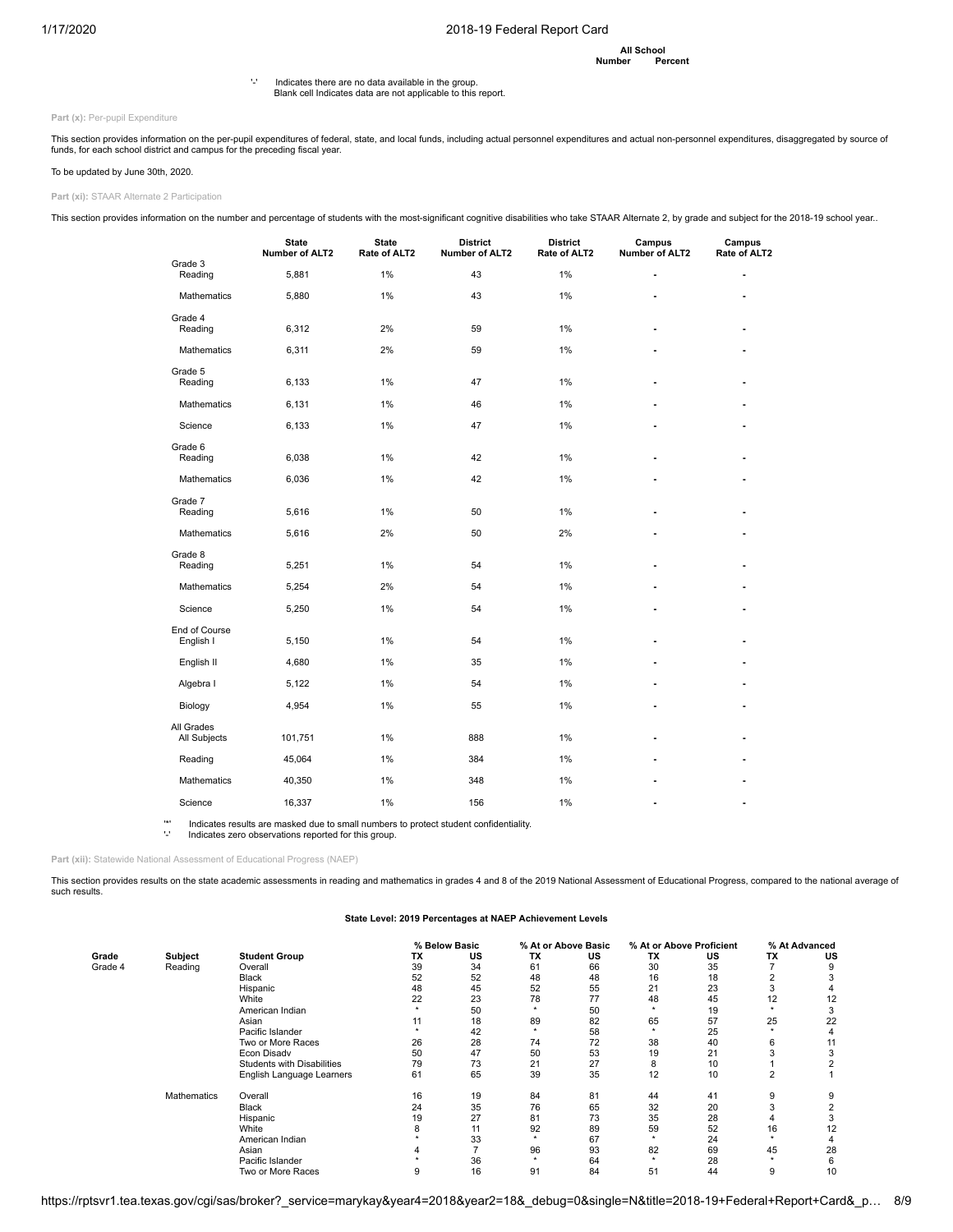| | All School | |
|---|---|---|
| | Number | Percent |

'-' Indicates there are no data available in the group.
Blank cell Indicates data are not applicable to this report.

**Part (x):** Per-pupil Expenditure

This section provides information on the per-pupil expenditures of federal, state, and local funds, including actual personnel expenditures and actual non-personnel expenditures, disaggregated by source of funds, for each school district and campus for the preceding fiscal year.

To be updated by June 30th, 2020.

**Part (xi):** STAAR Alternate 2 Participation

This section provides information on the number and percentage of students with the most-significant cognitive disabilities who take STAAR Alternate 2, by grade and subject for the 2018-19 school year..

| | State Number of ALT2 | State Rate of ALT2 | District Number of ALT2 | District Rate of ALT2 | Campus Number of ALT2 | Campus Rate of ALT2 |
|---|---|---|---|---|---|---|
| Grade 3 | | | | | | |
| Reading | 5,881 | 1% | 43 | 1% | - | - |
| Mathematics | 5,880 | 1% | 43 | 1% | - | - |
| Grade 4 | | | | | | |
| Reading | 6,312 | 2% | 59 | 1% | - | - |
| Mathematics | 6,311 | 2% | 59 | 1% | - | - |
| Grade 5 | | | | | | |
| Reading | 6,133 | 1% | 47 | 1% | - | - |
| Mathematics | 6,131 | 1% | 46 | 1% | - | - |
| Science | 6,133 | 1% | 47 | 1% | - | - |
| Grade 6 | | | | | | |
| Reading | 6,038 | 1% | 42 | 1% | - | - |
| Mathematics | 6,036 | 1% | 42 | 1% | - | - |
| Grade 7 | | | | | | |
| Reading | 5,616 | 1% | 50 | 1% | - | - |
| Mathematics | 5,616 | 2% | 50 | 2% | - | - |
| Grade 8 | | | | | | |
| Reading | 5,251 | 1% | 54 | 1% | - | - |
| Mathematics | 5,254 | 2% | 54 | 1% | - | - |
| Science | 5,250 | 1% | 54 | 1% | - | - |
| End of Course | | | | | | |
| English I | 5,150 | 1% | 54 | 1% | - | - |
| English II | 4,680 | 1% | 35 | 1% | - | - |
| Algebra I | 5,122 | 1% | 54 | 1% | - | - |
| Biology | 4,954 | 1% | 55 | 1% | - | - |
| All Grades | | | | | | |
| All Subjects | 101,751 | 1% | 888 | 1% | - | - |
| Reading | 45,064 | 1% | 384 | 1% | - | - |
| Mathematics | 40,350 | 1% | 348 | 1% | - | - |
| Science | 16,337 | 1% | 156 | 1% | - | - |

'*' Indicates results are masked due to small numbers to protect student confidentiality.
'-' Indicates zero observations reported for this group.

**Part (xii):** Statewide National Assessment of Educational Progress (NAEP)

This section provides results on the state academic assessments in reading and mathematics in grades 4 and 8 of the 2019 National Assessment of Educational Progress, compared to the national average of such results.

**State Level: 2019 Percentages at NAEP Achievement Levels**

| | | | % Below Basic | | % At or Above Basic | | % At or Above Proficient | | % At Advanced | |
|---|---|---|---|---|---|---|---|---|---|---|
| Grade | Subject | Student Group | TX | US | TX | US | TX | US | TX | US |
| Grade 4 | Reading | Overall | 39 | 34 | 61 | 66 | 30 | 35 | 7 | 9 |
| | | Black | 52 | 52 | 48 | 48 | 16 | 18 | 2 | 3 |
| | | Hispanic | 48 | 45 | 52 | 55 | 21 | 23 | 3 | 4 |
| | | White | 22 | 23 | 78 | 77 | 48 | 45 | 12 | 12 |
| | | American Indian | * | 50 | * | 50 | * | 19 | * | 3 |
| | | Asian | 11 | 18 | 89 | 82 | 65 | 57 | 25 | 22 |
| | | Pacific Islander | * | 42 | * | 58 | * | 25 | * | 4 |
| | | Two or More Races | 26 | 28 | 74 | 72 | 38 | 40 | 6 | 11 |
| | | Econ Disadv | 50 | 47 | 50 | 53 | 19 | 21 | 3 | 3 |
| | | Students with Disabilities | 79 | 73 | 21 | 27 | 8 | 10 | 1 | 2 |
| | | English Language Learners | 61 | 65 | 39 | 35 | 12 | 10 | 2 | 1 |
| | Mathematics | Overall | 16 | 19 | 84 | 81 | 44 | 41 | 9 | 9 |
| | | Black | 24 | 35 | 76 | 65 | 32 | 20 | 3 | 2 |
| | | Hispanic | 19 | 27 | 81 | 73 | 35 | 28 | 4 | 3 |
| | | White | 8 | 11 | 92 | 89 | 59 | 52 | 16 | 12 |
| | | American Indian | * | 33 | * | 67 | * | 24 | * | 4 |
| | | Asian | 4 | 7 | 96 | 93 | 82 | 69 | 45 | 28 |
| | | Pacific Islander | * | 36 | * | 64 | * | 28 | * | 6 |
| | | Two or More Races | 9 | 16 | 91 | 84 | 51 | 44 | 9 | 10 |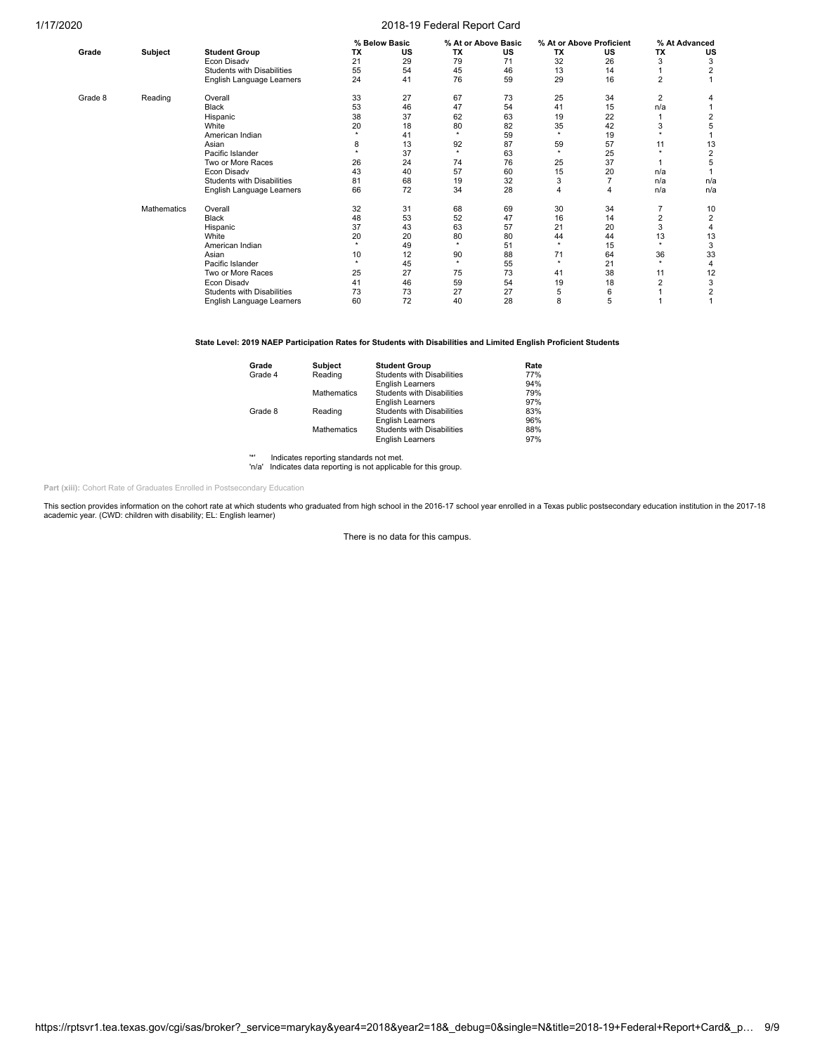| Grade | Subject | Student Group | % Below Basic TX | % Below Basic US | % At or Above Basic TX | % At or Above Basic US | % At or Above Proficient TX | % At or Above Proficient US | % At Advanced TX | % At Advanced US |
|---|---|---|---|---|---|---|---|---|---|---|
| | | Econ Disadv | 21 | 29 | 79 | 71 | 32 | 26 | 3 | 3 |
| | | Students with Disabilities | 55 | 54 | 45 | 46 | 13 | 14 | 1 | 2 |
| | | English Language Learners | 24 | 41 | 76 | 59 | 29 | 16 | 2 | 1 |
| Grade 8 | Reading | Overall | 33 | 27 | 67 | 73 | 25 | 34 | 2 | 4 |
| | | Black | 53 | 46 | 47 | 54 | 41 | 15 | n/a | 1 |
| | | Hispanic | 38 | 37 | 62 | 63 | 19 | 22 | 1 | 2 |
| | | White | 20 | 18 | 80 | 82 | 35 | 42 | 3 | 5 |
| | | American Indian | * | 41 | * | 59 | * | 19 | * | 1 |
| | | Asian | 8 | 13 | 92 | 87 | 59 | 57 | 11 | 13 |
| | | Pacific Islander | * | 37 | * | 63 | * | 25 | * | 2 |
| | | Two or More Races | 26 | 24 | 74 | 76 | 25 | 37 | 1 | 5 |
| | | Econ Disadv | 43 | 40 | 57 | 60 | 15 | 20 | n/a | 1 |
| | | Students with Disabilities | 81 | 68 | 19 | 32 | 3 | 7 | n/a | n/a |
| | | English Language Learners | 66 | 72 | 34 | 28 | 4 | 4 | n/a | n/a |
| | Mathematics | Overall | 32 | 31 | 68 | 69 | 30 | 34 | 7 | 10 |
| | | Black | 48 | 53 | 52 | 47 | 16 | 14 | 2 | 2 |
| | | Hispanic | 37 | 43 | 63 | 57 | 21 | 20 | 3 | 4 |
| | | White | 20 | 20 | 80 | 80 | 44 | 44 | 13 | 13 |
| | | American Indian | * | 49 | * | 51 | * | 15 | * | 3 |
| | | Asian | 10 | 12 | 90 | 88 | 71 | 64 | 36 | 33 |
| | | Pacific Islander | * | 45 | * | 55 | * | 21 | * | 4 |
| | | Two or More Races | 25 | 27 | 75 | 73 | 41 | 38 | 11 | 12 |
| | | Econ Disadv | 41 | 46 | 59 | 54 | 19 | 18 | 2 | 3 |
| | | Students with Disabilities | 73 | 73 | 27 | 27 | 5 | 6 | 1 | 2 |
| | | English Language Learners | 60 | 72 | 40 | 28 | 8 | 5 | 1 | 1 |

**State Level: 2019 NAEP Participation Rates for Students with Disabilities and Limited English Proficient Students**

| Grade | Subject | Student Group | Rate |
|---|---|---|---|
| Grade 4 | Reading | Students with Disabilities | 77% |
| | | English Learners | 94% |
| | Mathematics | Students with Disabilities | 79% |
| | | English Learners | 97% |
| Grade 8 | Reading | Students with Disabilities | 83% |
| | | English Learners | 96% |
| | Mathematics | Students with Disabilities | 88% |
| | | English Learners | 97% |

'*' Indicates reporting standards not met.
'n/a' Indicates data reporting is not applicable for this group.

**Part (xiii):** Cohort Rate of Graduates Enrolled in Postsecondary Education

This section provides information on the cohort rate at which students who graduated from high school in the 2016-17 school year enrolled in a Texas public postsecondary education institution in the 2017-18 academic year. (CWD: children with disability; EL: English learner)

There is no data for this campus.